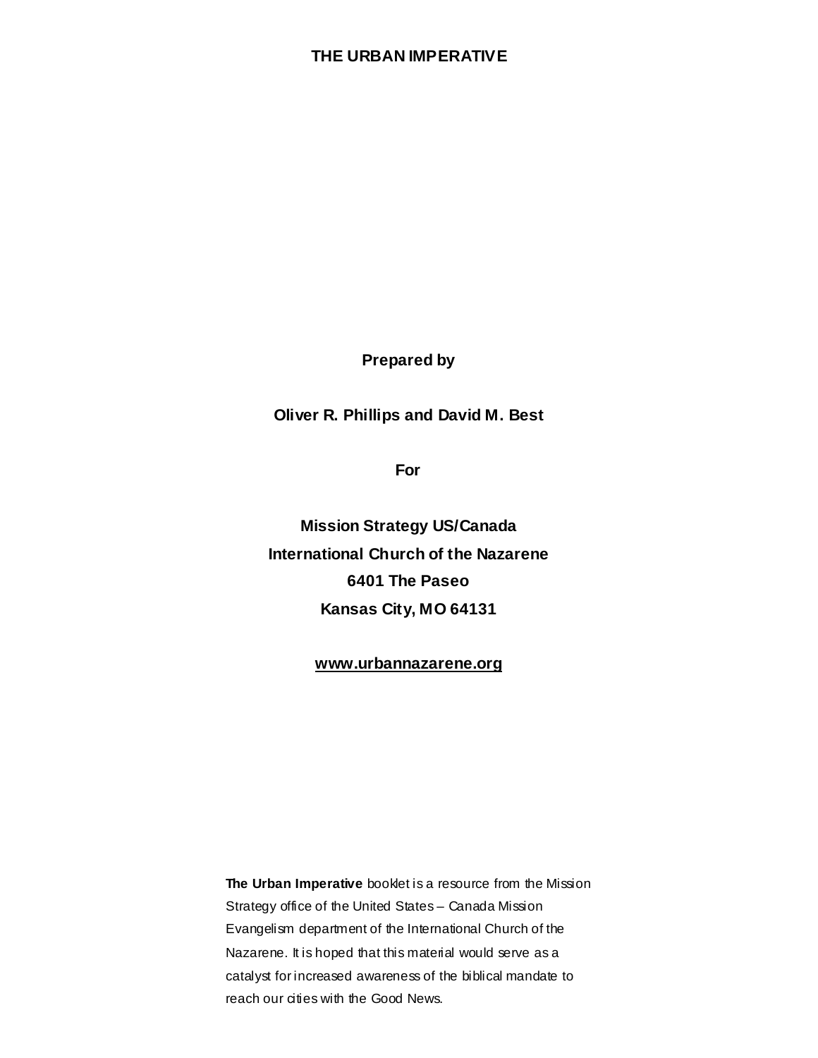# THE URBAN IMPERATIVE

**Prepared by**

**Oliver R. Phillips and David M. Best**

**For**

**Mission Strategy US/Canada**
**International Church of the Nazarene**
**6401 The Paseo**
**Kansas City, MO 64131**

**www.urbannazarene.org**

**The Urban Imperative** booklet is a resource from the Mission Strategy office of the United States – Canada Mission Evangelism department of the International Church of the Nazarene. It is hoped that this material would serve as a catalyst for increased awareness of the biblical mandate to reach our cities with the Good News.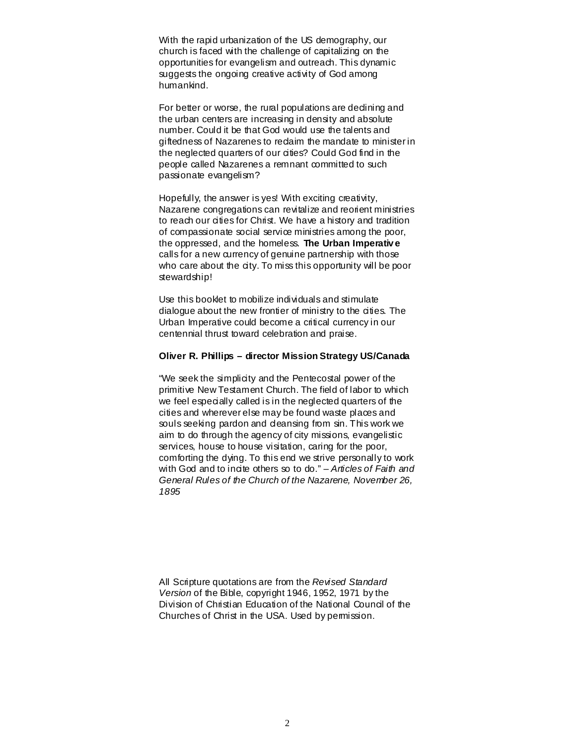With the rapid urbanization of the US demography, our church is faced with the challenge of capitalizing on the opportunities for evangelism and outreach. This dynamic suggests the ongoing creative activity of God among humankind.

For better or worse, the rural populations are declining and the urban centers are increasing in density and absolute number. Could it be that God would use the talents and giftedness of Nazarenes to reclaim the mandate to minister in the neglected quarters of our cities? Could God find in the people called Nazarenes a remnant committed to such passionate evangelism?

Hopefully, the answer is yes! With exciting creativity, Nazarene congregations can revitalize and reorient ministries to reach our cities for Christ. We have a history and tradition of compassionate social service ministries among the poor, the oppressed, and the homeless. **The Urban Imperative** calls for a new currency of genuine partnership with those who care about the city. To miss this opportunity will be poor stewardship!

Use this booklet to mobilize individuals and stimulate dialogue about the new frontier of ministry to the cities. The Urban Imperative could become a critical currency in our centennial thrust toward celebration and praise.

**Oliver R. Phillips – director Mission Strategy US/Canada**

"We seek the simplicity and the Pentecostal power of the primitive New Testament Church. The field of labor to which we feel especially called is in the neglected quarters of the cities and wherever else may be found waste places and souls seeking pardon and cleansing from sin. This work we aim to do through the agency of city missions, evangelistic services, house to house visitation, caring for the poor, comforting the dying. To this end we strive personally to work with God and to incite others so to do." – *Articles of Faith and General Rules of the Church of the Nazarene, November 26, 1895*

All Scripture quotations are from the *Revised Standard Version* of the Bible, copyright 1946, 1952, 1971 by the Division of Christian Education of the National Council of the Churches of Christ in the USA. Used by permission.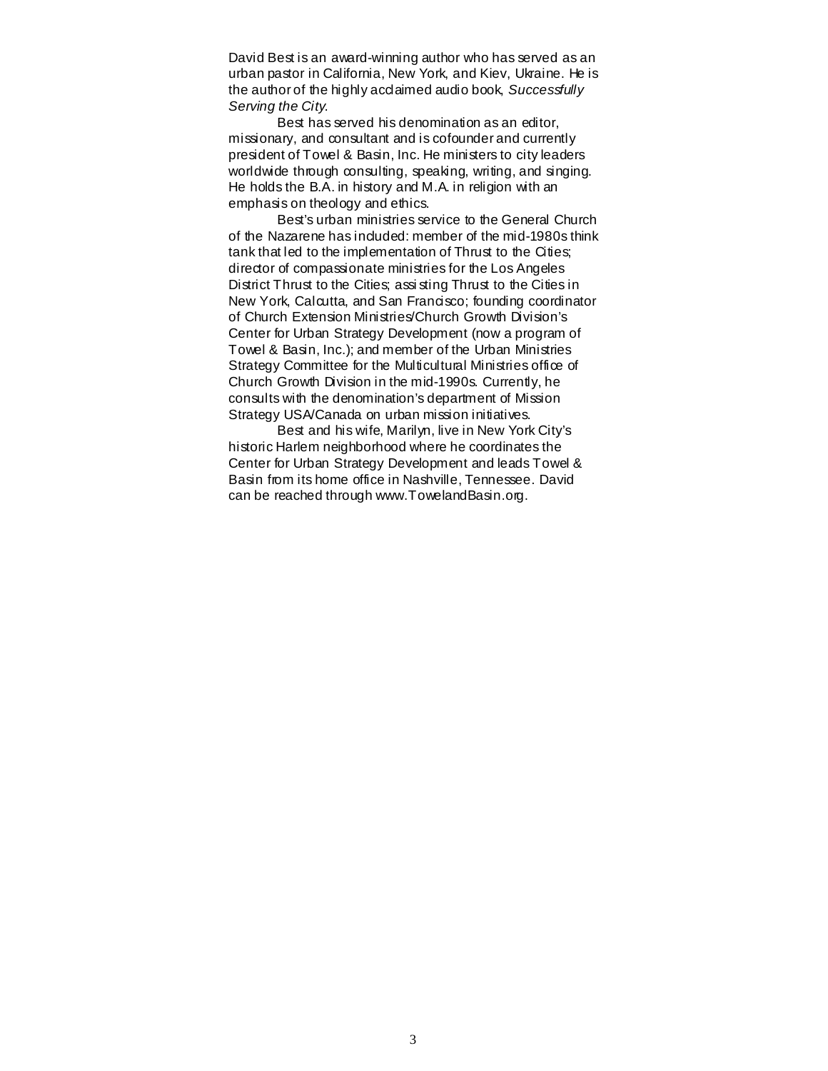David Best is an award-winning author who has served as an urban pastor in California, New York, and Kiev, Ukraine. He is the author of the highly acclaimed audio book, *Successfully Serving the City*.

Best has served his denomination as an editor, missionary, and consultant and is cofounder and currently president of Towel & Basin, Inc. He ministers to city leaders worldwide through consulting, speaking, writing, and singing. He holds the B.A. in history and M.A. in religion with an emphasis on theology and ethics.

Best's urban ministries service to the General Church of the Nazarene has included: member of the mid-1980s think tank that led to the implementation of Thrust to the Cities; director of compassionate ministries for the Los Angeles District Thrust to the Cities; assisting Thrust to the Cities in New York, Calcutta, and San Francisco; founding coordinator of Church Extension Ministries/Church Growth Division's Center for Urban Strategy Development (now a program of Towel & Basin, Inc.); and member of the Urban Ministries Strategy Committee for the Multicultural Ministries office of Church Growth Division in the mid-1990s. Currently, he consults with the denomination's department of Mission Strategy USA/Canada on urban mission initiatives.

Best and his wife, Marilyn, live in New York City's historic Harlem neighborhood where he coordinates the Center for Urban Strategy Development and leads Towel & Basin from its home office in Nashville, Tennessee. David can be reached through www.TowelandBasin.org.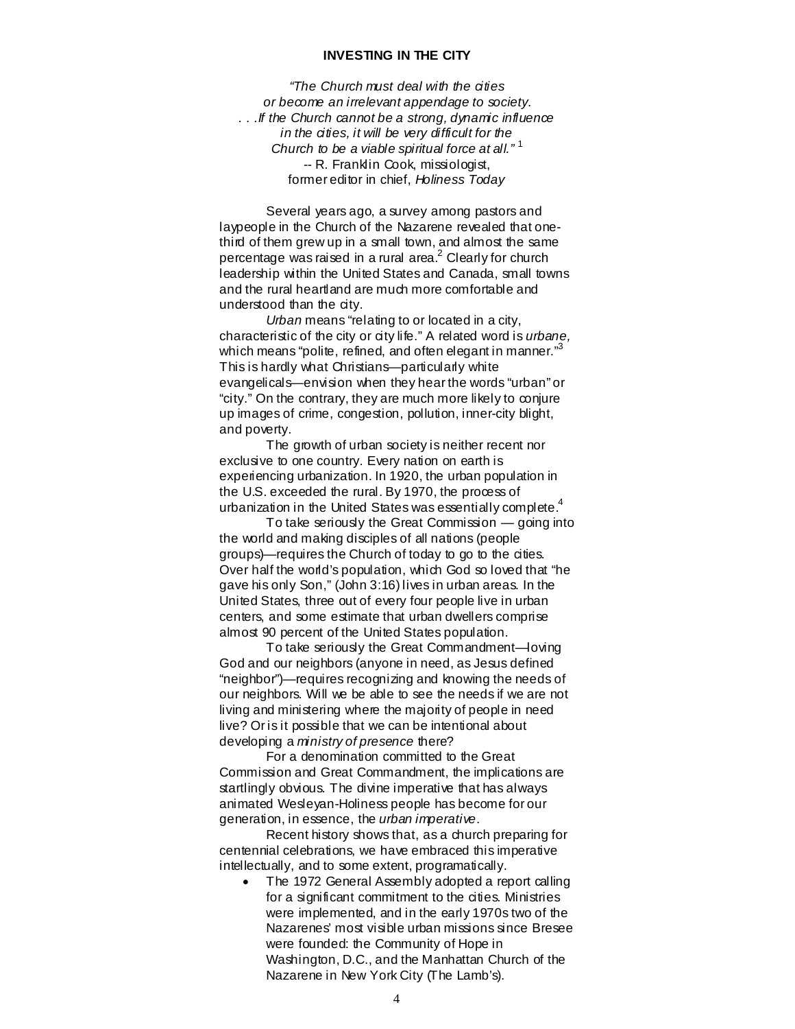## INVESTING IN THE CITY

*"The Church must deal with the cities or become an irrelevant appendage to society. . . .If the Church cannot be a strong, dynamic influence in the cities, it will be very difficult for the Church to be a viable spiritual force at all."* [1]
-- R. Franklin Cook, missiologist, former editor in chief, *Holiness Today*

Several years ago, a survey among pastors and laypeople in the Church of the Nazarene revealed that one-third of them grew up in a small town, and almost the same percentage was raised in a rural area.[2] Clearly for church leadership within the United States and Canada, small towns and the rural heartland are much more comfortable and understood than the city.

*Urban* means "relating to or located in a city, characteristic of the city or city life." A related word is *urbane,* which means "polite, refined, and often elegant in manner."[3] This is hardly what Christians—particularly white evangelicals—envision when they hear the words "urban" or "city." On the contrary, they are much more likely to conjure up images of crime, congestion, pollution, inner-city blight, and poverty.

The growth of urban society is neither recent nor exclusive to one country. Every nation on earth is experiencing urbanization. In 1920, the urban population in the U.S. exceeded the rural. By 1970, the process of urbanization in the United States was essentially complete.[4]

To take seriously the Great Commission — going into the world and making disciples of all nations (people groups)—requires the Church of today to go to the cities. Over half the world's population, which God so loved that "he gave his only Son," (John 3:16) lives in urban areas. In the United States, three out of every four people live in urban centers, and some estimate that urban dwellers comprise almost 90 percent of the United States population.

To take seriously the Great Commandment—loving God and our neighbors (anyone in need, as Jesus defined "neighbor")—requires recognizing and knowing the needs of our neighbors. Will we be able to see the needs if we are not living and ministering where the majority of people in need live? Or is it possible that we can be intentional about developing a *ministry of presence* there?

For a denomination committed to the Great Commission and Great Commandment, the implications are startlingly obvious. The divine imperative that has always animated Wesleyan-Holiness people has become for our generation, in essence, the *urban imperative*.

Recent history shows that, as a church preparing for centennial celebrations, we have embraced this imperative intellectually, and to some extent, programatically.

- The 1972 General Assembly adopted a report calling for a significant commitment to the cities. Ministries were implemented, and in the early 1970s two of the Nazarenes' most visible urban missions since Bresee were founded: the Community of Hope in Washington, D.C., and the Manhattan Church of the Nazarene in New York City (The Lamb's).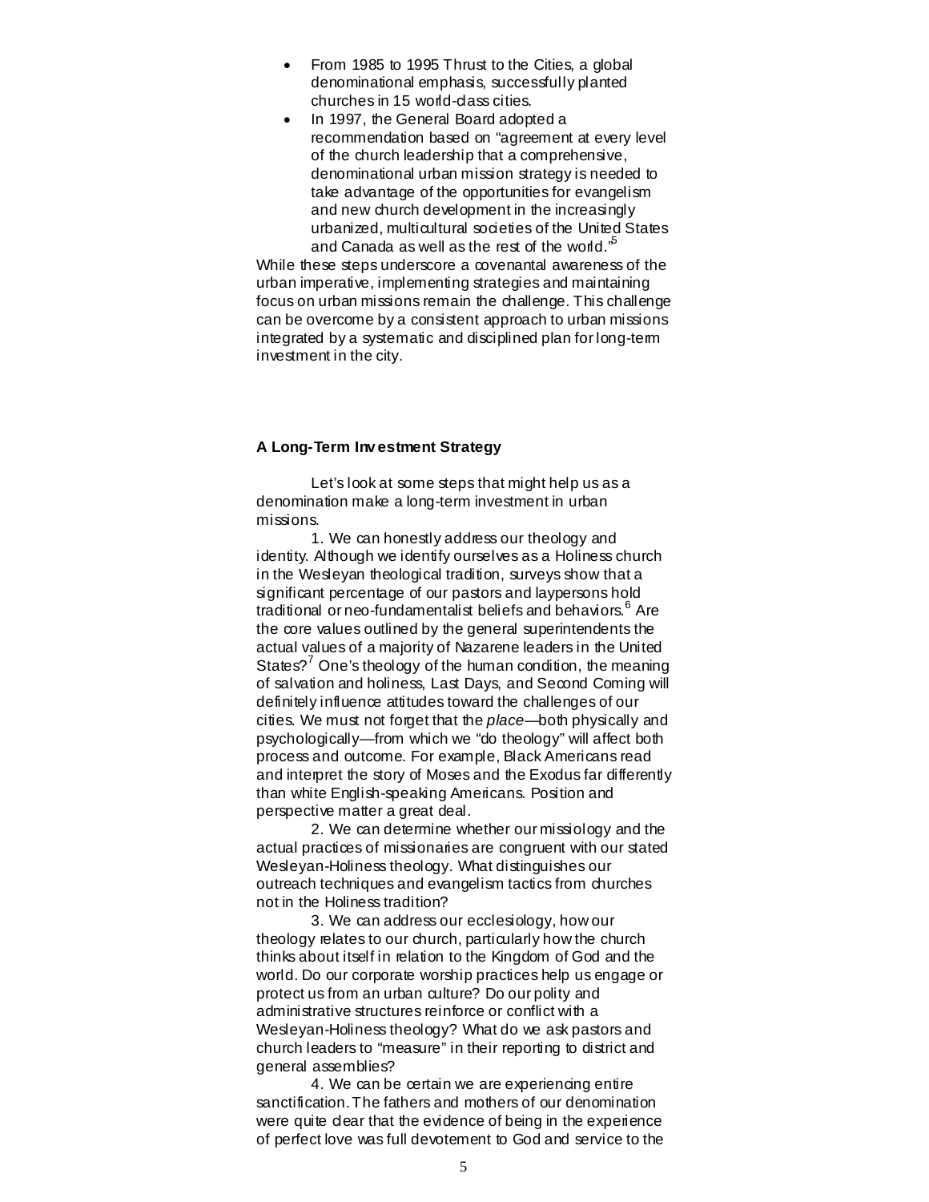- From 1985 to 1995 Thrust to the Cities, a global denominational emphasis, successfully planted churches in 15 world-class cities.
- In 1997, the General Board adopted a recommendation based on "agreement at every level of the church leadership that a comprehensive, denominational urban mission strategy is needed to take advantage of the opportunities for evangelism and new church development in the increasingly urbanized, multicultural societies of the United States and Canada as well as the rest of the world."[5]

While these steps underscore a covenantal awareness of the urban imperative, implementing strategies and maintaining focus on urban missions remain the challenge. This challenge can be overcome by a consistent approach to urban missions integrated by a systematic and disciplined plan for long-term investment in the city.

**A Long-Term Investment Strategy**

Let's look at some steps that might help us as a denomination make a long-term investment in urban missions.

1. We can honestly address our theology and identity. Although we identify ourselves as a Holiness church in the Wesleyan theological tradition, surveys show that a significant percentage of our pastors and laypersons hold traditional or neo-fundamentalist beliefs and behaviors.[6] Are the core values outlined by the general superintendents the actual values of a majority of Nazarene leaders in the United States?[7] One's theology of the human condition, the meaning of salvation and holiness, Last Days, and Second Coming will definitely influence attitudes toward the challenges of our cities. We must not forget that the *place*—both physically and psychologically—from which we "do theology" will affect both process and outcome. For example, Black Americans read and interpret the story of Moses and the Exodus far differently than white English-speaking Americans. Position and perspective matter a great deal.

2. We can determine whether our missiology and the actual practices of missionaries are congruent with our stated Wesleyan-Holiness theology. What distinguishes our outreach techniques and evangelism tactics from churches not in the Holiness tradition?

3. We can address our ecclesiology, how our theology relates to our church, particularly how the church thinks about itself in relation to the Kingdom of God and the world. Do our corporate worship practices help us engage or protect us from an urban culture? Do our polity and administrative structures reinforce or conflict with a Wesleyan-Holiness theology? What do we ask pastors and church leaders to "measure" in their reporting to district and general assemblies?

4. We can be certain we are experiencing entire sanctification. The fathers and mothers of our denomination were quite clear that the evidence of being in the experience of perfect love was full devotement to God and service to the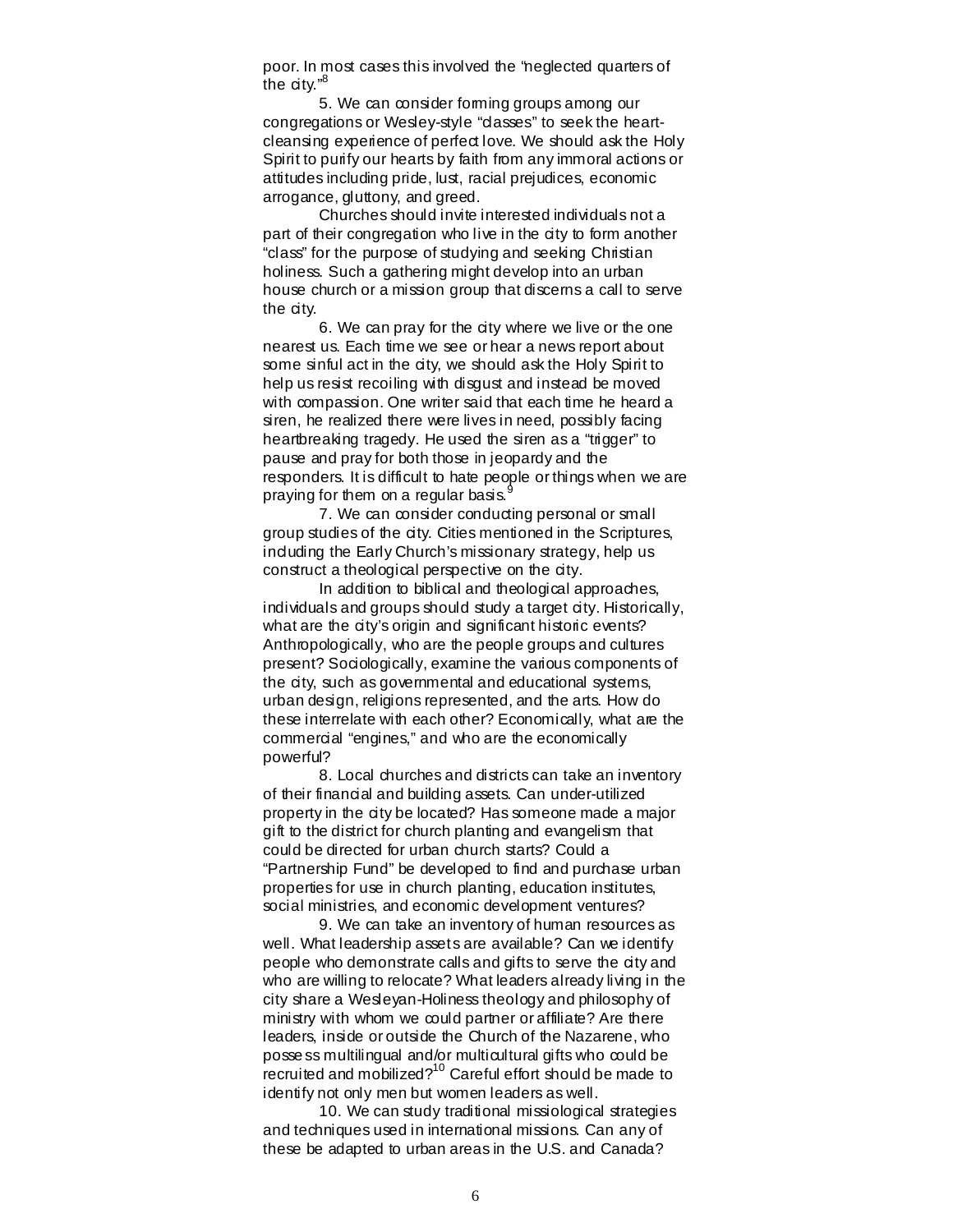poor. In most cases this involved the "neglected quarters of the city."[8]

5. We can consider forming groups among our congregations or Wesley-style "classes" to seek the heart-cleansing experience of perfect love. We should ask the Holy Spirit to purify our hearts by faith from any immoral actions or attitudes including pride, lust, racial prejudices, economic arrogance, gluttony, and greed.

Churches should invite interested individuals not a part of their congregation who live in the city to form another "class" for the purpose of studying and seeking Christian holiness. Such a gathering might develop into an urban house church or a mission group that discerns a call to serve the city.

6. We can pray for the city where we live or the one nearest us. Each time we see or hear a news report about some sinful act in the city, we should ask the Holy Spirit to help us resist recoiling with disgust and instead be moved with compassion. One writer said that each time he heard a siren, he realized there were lives in need, possibly facing heartbreaking tragedy. He used the siren as a "trigger" to pause and pray for both those in jeopardy and the responders. It is difficult to hate people or things when we are praying for them on a regular basis.[9]

7. We can consider conducting personal or small group studies of the city. Cities mentioned in the Scriptures, including the Early Church's missionary strategy, help us construct a theological perspective on the city.

In addition to biblical and theological approaches, individuals and groups should study a target city. Historically, what are the city's origin and significant historic events? Anthropologically, who are the people groups and cultures present? Sociologically, examine the various components of the city, such as governmental and educational systems, urban design, religions represented, and the arts. How do these interrelate with each other? Economically, what are the commercial "engines," and who are the economically powerful?

8. Local churches and districts can take an inventory of their financial and building assets. Can under-utilized property in the city be located? Has someone made a major gift to the district for church planting and evangelism that could be directed for urban church starts? Could a "Partnership Fund" be developed to find and purchase urban properties for use in church planting, education institutes, social ministries, and economic development ventures?

9. We can take an inventory of human resources as well. What leadership assets are available? Can we identify people who demonstrate calls and gifts to serve the city and who are willing to relocate? What leaders already living in the city share a Wesleyan-Holiness theology and philosophy of ministry with whom we could partner or affiliate? Are there leaders, inside or outside the Church of the Nazarene, who possess multilingual and/or multicultural gifts who could be recruited and mobilized?[10] Careful effort should be made to identify not only men but women leaders as well.

10. We can study traditional missiological strategies and techniques used in international missions. Can any of these be adapted to urban areas in the U.S. and Canada?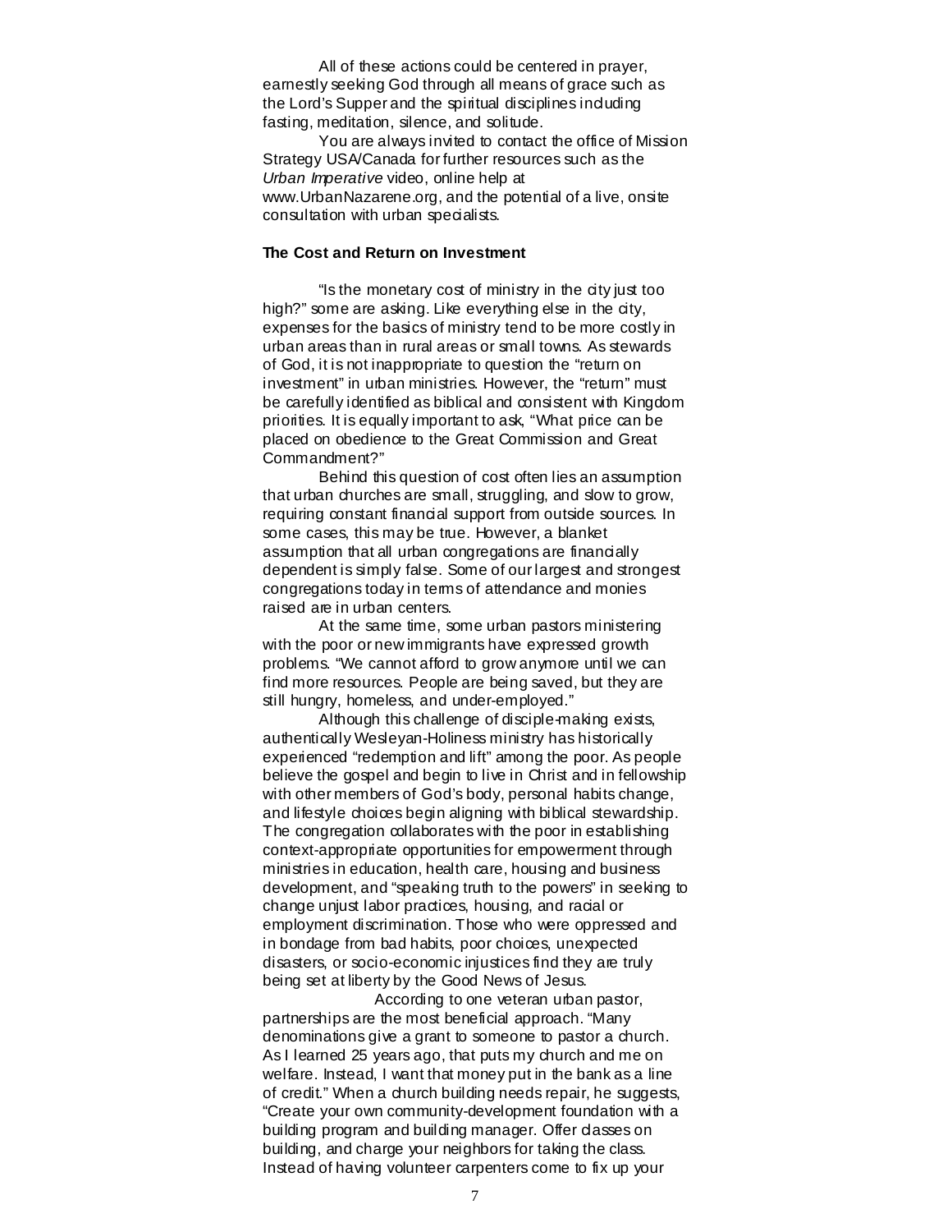All of these actions could be centered in prayer, earnestly seeking God through all means of grace such as the Lord's Supper and the spiritual disciplines including fasting, meditation, silence, and solitude.

You are always invited to contact the office of Mission Strategy USA/Canada for further resources such as the *Urban Imperative* video, online help at www.UrbanNazarene.org, and the potential of a live, onsite consultation with urban specialists.

**The Cost and Return on Investment**

"Is the monetary cost of ministry in the city just too high?" some are asking. Like everything else in the city, expenses for the basics of ministry tend to be more costly in urban areas than in rural areas or small towns. As stewards of God, it is not inappropriate to question the "return on investment" in urban ministries. However, the "return" must be carefully identified as biblical and consistent with Kingdom priorities. It is equally important to ask, "What price can be placed on obedience to the Great Commission and Great Commandment?"

Behind this question of cost often lies an assumption that urban churches are small, struggling, and slow to grow, requiring constant financial support from outside sources. In some cases, this may be true. However, a blanket assumption that all urban congregations are financially dependent is simply false. Some of our largest and strongest congregations today in terms of attendance and monies raised are in urban centers.

At the same time, some urban pastors ministering with the poor or new immigrants have expressed growth problems. "We cannot afford to grow anymore until we can find more resources. People are being saved, but they are still hungry, homeless, and under-employed."

Although this challenge of disciple-making exists, authentically Wesleyan-Holiness ministry has historically experienced "redemption and lift" among the poor. As people believe the gospel and begin to live in Christ and in fellowship with other members of God's body, personal habits change, and lifestyle choices begin aligning with biblical stewardship. The congregation collaborates with the poor in establishing context-appropriate opportunities for empowerment through ministries in education, health care, housing and business development, and "speaking truth to the powers" in seeking to change unjust labor practices, housing, and racial or employment discrimination. Those who were oppressed and in bondage from bad habits, poor choices, unexpected disasters, or socio-economic injustices find they are truly being set at liberty by the Good News of Jesus.

According to one veteran urban pastor, partnerships are the most beneficial approach. "Many denominations give a grant to someone to pastor a church. As I learned 25 years ago, that puts my church and me on welfare. Instead, I want that money put in the bank as a line of credit." When a church building needs repair, he suggests, "Create your own community-development foundation with a building program and building manager. Offer classes on building, and charge your neighbors for taking the class. Instead of having volunteer carpenters come to fix up your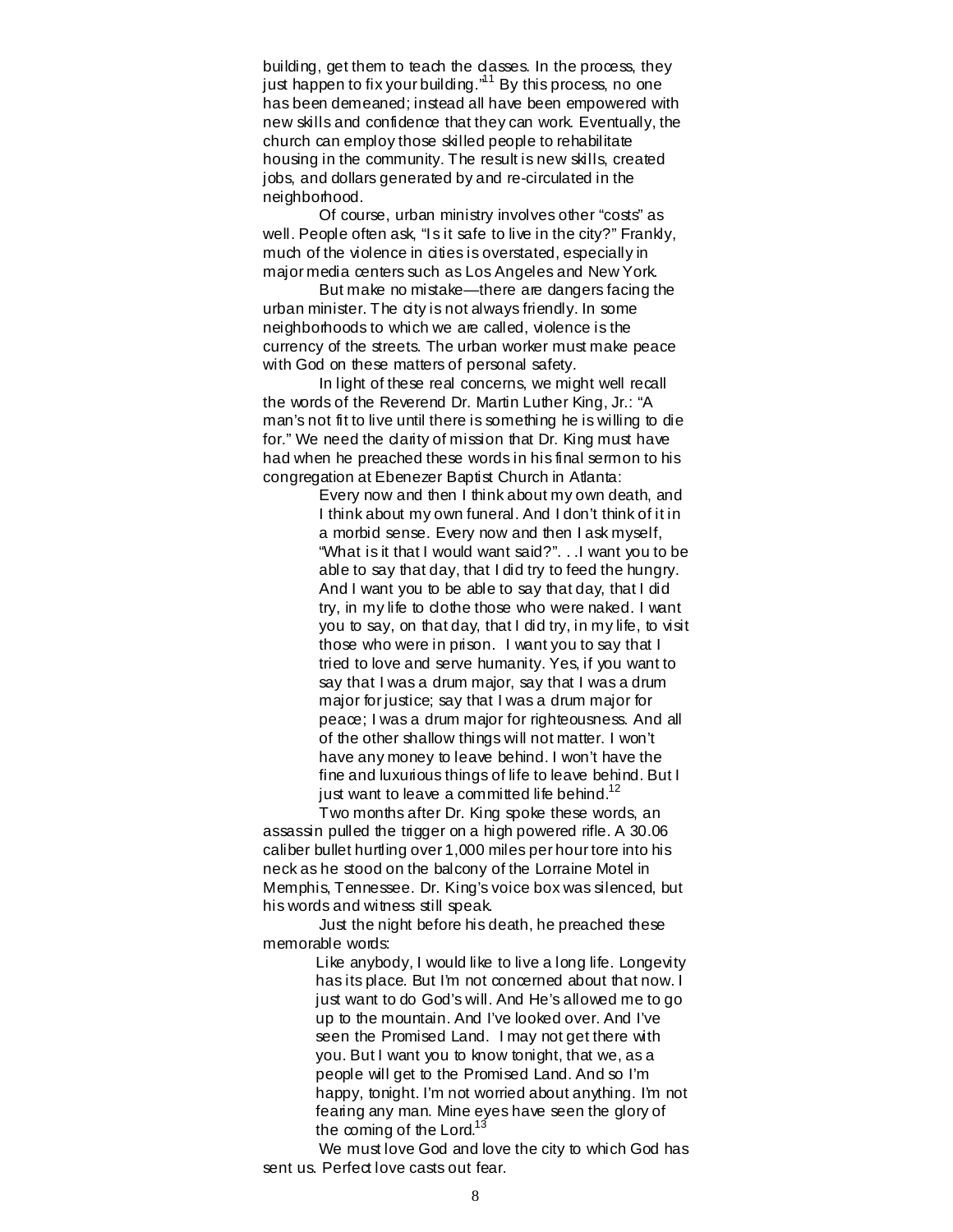building, get them to teach the classes. In the process, they just happen to fix your building."[11] By this process, no one has been demeaned; instead all have been empowered with new skills and confidence that they can work. Eventually, the church can employ those skilled people to rehabilitate housing in the community. The result is new skills, created jobs, and dollars generated by and re-circulated in the neighborhood.

Of course, urban ministry involves other "costs" as well. People often ask, "Is it safe to live in the city?" Frankly, much of the violence in cities is overstated, especially in major media centers such as Los Angeles and New York.

But make no mistake—there are dangers facing the urban minister. The city is not always friendly. In some neighborhoods to which we are called, violence is the currency of the streets. The urban worker must make peace with God on these matters of personal safety.

In light of these real concerns, we might well recall the words of the Reverend Dr. Martin Luther King, Jr.: "A man's not fit to live until there is something he is willing to die for." We need the clarity of mission that Dr. King must have had when he preached these words in his final sermon to his congregation at Ebenezer Baptist Church in Atlanta:

> Every now and then I think about my own death, and I think about my own funeral. And I don't think of it in a morbid sense. Every now and then I ask myself, "What is it that I would want said?". . .I want you to be able to say that day, that I did try to feed the hungry. And I want you to be able to say that day, that I did try, in my life to clothe those who were naked. I want you to say, on that day, that I did try, in my life, to visit those who were in prison. I want you to say that I tried to love and serve humanity. Yes, if you want to say that I was a drum major, say that I was a drum major for justice; say that I was a drum major for peace; I was a drum major for righteousness. And all of the other shallow things will not matter. I won't have any money to leave behind. I won't have the fine and luxurious things of life to leave behind. But I just want to leave a committed life behind.[12]

Two months after Dr. King spoke these words, an assassin pulled the trigger on a high powered rifle. A 30.06 caliber bullet hurtling over 1,000 miles per hour tore into his neck as he stood on the balcony of the Lorraine Motel in Memphis, Tennessee. Dr. King's voice box was silenced, but his words and witness still speak.

Just the night before his death, he preached these memorable words:

> Like anybody, I would like to live a long life. Longevity has its place. But I'm not concerned about that now. I just want to do God's will. And He's allowed me to go up to the mountain. And I've looked over. And I've seen the Promised Land. I may not get there with you. But I want you to know tonight, that we, as a people will get to the Promised Land. And so I'm happy, tonight. I'm not worried about anything. I'm not fearing any man. Mine eyes have seen the glory of the coming of the Lord.[13]

We must love God and love the city to which God has sent us. Perfect love casts out fear.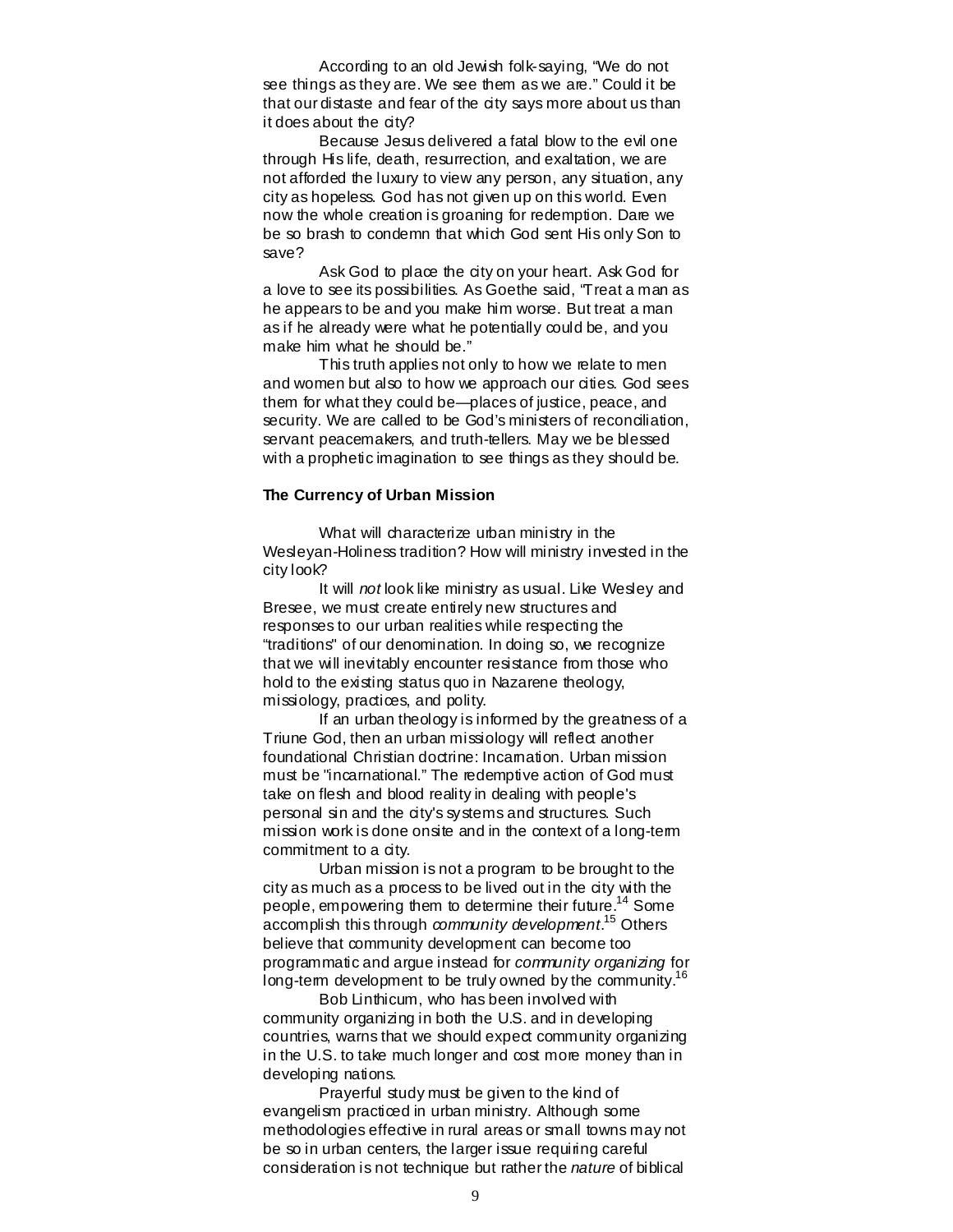According to an old Jewish folk-saying, "We do not see things as they are. We see them as we are." Could it be that our distaste and fear of the city says more about us than it does about the city?

Because Jesus delivered a fatal blow to the evil one through His life, death, resurrection, and exaltation, we are not afforded the luxury to view any person, any situation, any city as hopeless. God has not given up on this world. Even now the whole creation is groaning for redemption. Dare we be so brash to condemn that which God sent His only Son to save?

Ask God to place the city on your heart. Ask God for a love to see its possibilities. As Goethe said, "Treat a man as he appears to be and you make him worse. But treat a man as if he already were what he potentially could be, and you make him what he should be."

This truth applies not only to how we relate to men and women but also to how we approach our cities. God sees them for what they could be—places of justice, peace, and security. We are called to be God's ministers of reconciliation, servant peacemakers, and truth-tellers. May we be blessed with a prophetic imagination to see things as they should be.

**The Currency of Urban Mission**

What will characterize urban ministry in the Wesleyan-Holiness tradition? How will ministry invested in the city look?

It will *not* look like ministry as usual. Like Wesley and Bresee, we must create entirely new structures and responses to our urban realities while respecting the "traditions" of our denomination. In doing so, we recognize that we will inevitably encounter resistance from those who hold to the existing status quo in Nazarene theology, missiology, practices, and polity.

If an urban theology is informed by the greatness of a Triune God, then an urban missiology will reflect another foundational Christian doctrine: Incarnation. Urban mission must be "incarnational." The redemptive action of God must take on flesh and blood reality in dealing with people's personal sin and the city's systems and structures. Such mission work is done onsite and in the context of a long-term commitment to a city.

Urban mission is not a program to be brought to the city as much as a process to be lived out in the city with the people, empowering them to determine their future.[14] Some accomplish this through *community development*.[15] Others believe that community development can become too programmatic and argue instead for *community organizing* for long-term development to be truly owned by the community.[16]

Bob Linthicum, who has been involved with community organizing in both the U.S. and in developing countries, warns that we should expect community organizing in the U.S. to take much longer and cost more money than in developing nations.

Prayerful study must be given to the kind of evangelism practiced in urban ministry. Although some methodologies effective in rural areas or small towns may not be so in urban centers, the larger issue requiring careful consideration is not technique but rather the *nature* of biblical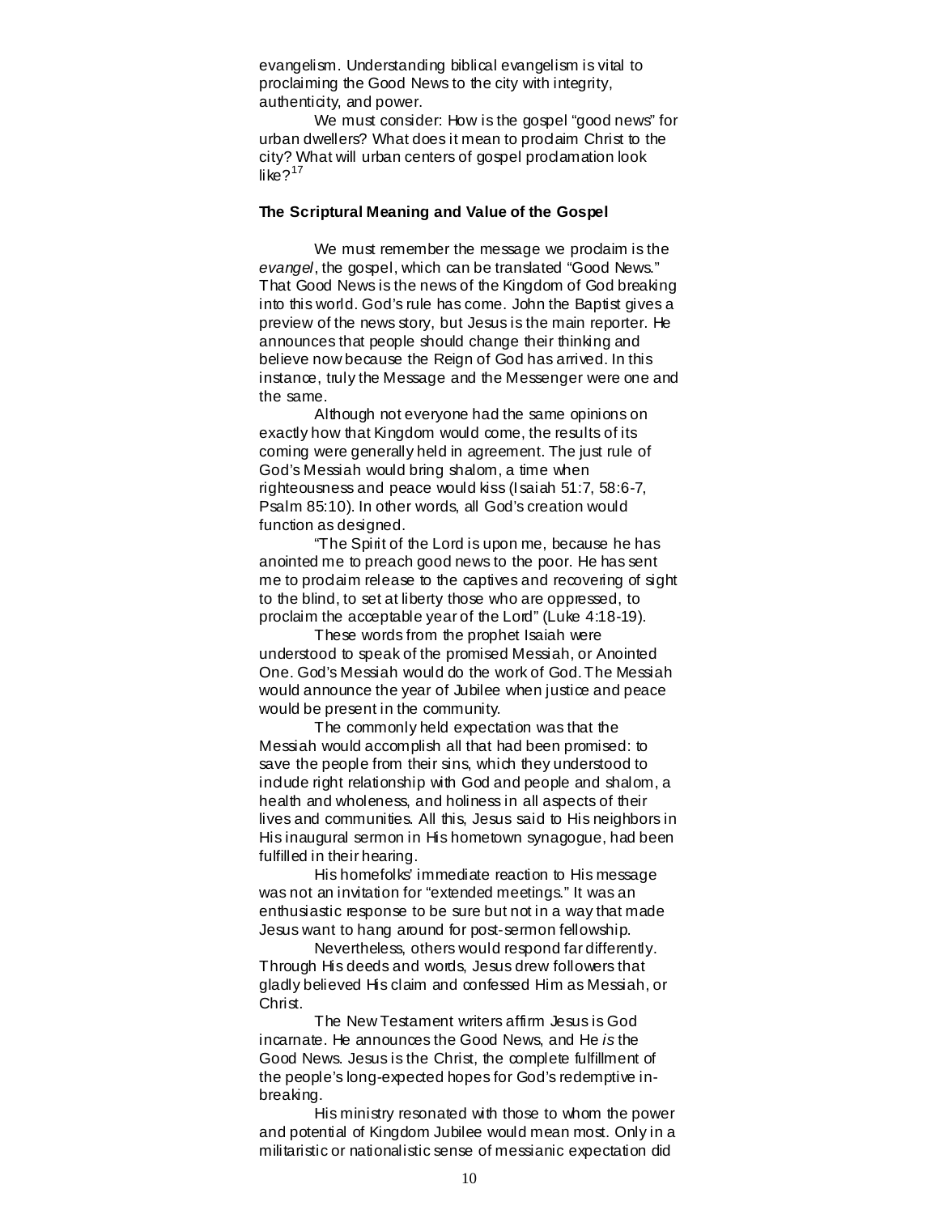evangelism. Understanding biblical evangelism is vital to proclaiming the Good News to the city with integrity, authenticity, and power.

We must consider: How is the gospel "good news" for urban dwellers? What does it mean to proclaim Christ to the city? What will urban centers of gospel proclamation look like?[17]

### The Scriptural Meaning and Value of the Gospel

We must remember the message we proclaim is the *evangel*, the gospel, which can be translated "Good News." That Good News is the news of the Kingdom of God breaking into this world. God's rule has come. John the Baptist gives a preview of the news story, but Jesus is the main reporter. He announces that people should change their thinking and believe now because the Reign of God has arrived. In this instance, truly the Message and the Messenger were one and the same.

Although not everyone had the same opinions on exactly how that Kingdom would come, the results of its coming were generally held in agreement. The just rule of God's Messiah would bring shalom, a time when righteousness and peace would kiss (Isaiah 51:7, 58:6-7, Psalm 85:10). In other words, all God's creation would function as designed.

"The Spirit of the Lord is upon me, because he has anointed me to preach good news to the poor. He has sent me to proclaim release to the captives and recovering of sight to the blind, to set at liberty those who are oppressed, to proclaim the acceptable year of the Lord" (Luke 4:18-19).

These words from the prophet Isaiah were understood to speak of the promised Messiah, or Anointed One. God's Messiah would do the work of God. The Messiah would announce the year of Jubilee when justice and peace would be present in the community.

The commonly held expectation was that the Messiah would accomplish all that had been promised: to save the people from their sins, which they understood to include right relationship with God and people and shalom, a health and wholeness, and holiness in all aspects of their lives and communities. All this, Jesus said to His neighbors in His inaugural sermon in His hometown synagogue, had been fulfilled in their hearing.

His homefolks' immediate reaction to His message was not an invitation for "extended meetings." It was an enthusiastic response to be sure but not in a way that made Jesus want to hang around for post-sermon fellowship.

Nevertheless, others would respond far differently. Through His deeds and words, Jesus drew followers that gladly believed His claim and confessed Him as Messiah, or Christ.

The New Testament writers affirm Jesus is God incarnate. He announces the Good News, and He *is* the Good News. Jesus is the Christ, the complete fulfillment of the people's long-expected hopes for God's redemptive in-breaking.

His ministry resonated with those to whom the power and potential of Kingdom Jubilee would mean most. Only in a militaristic or nationalistic sense of messianic expectation did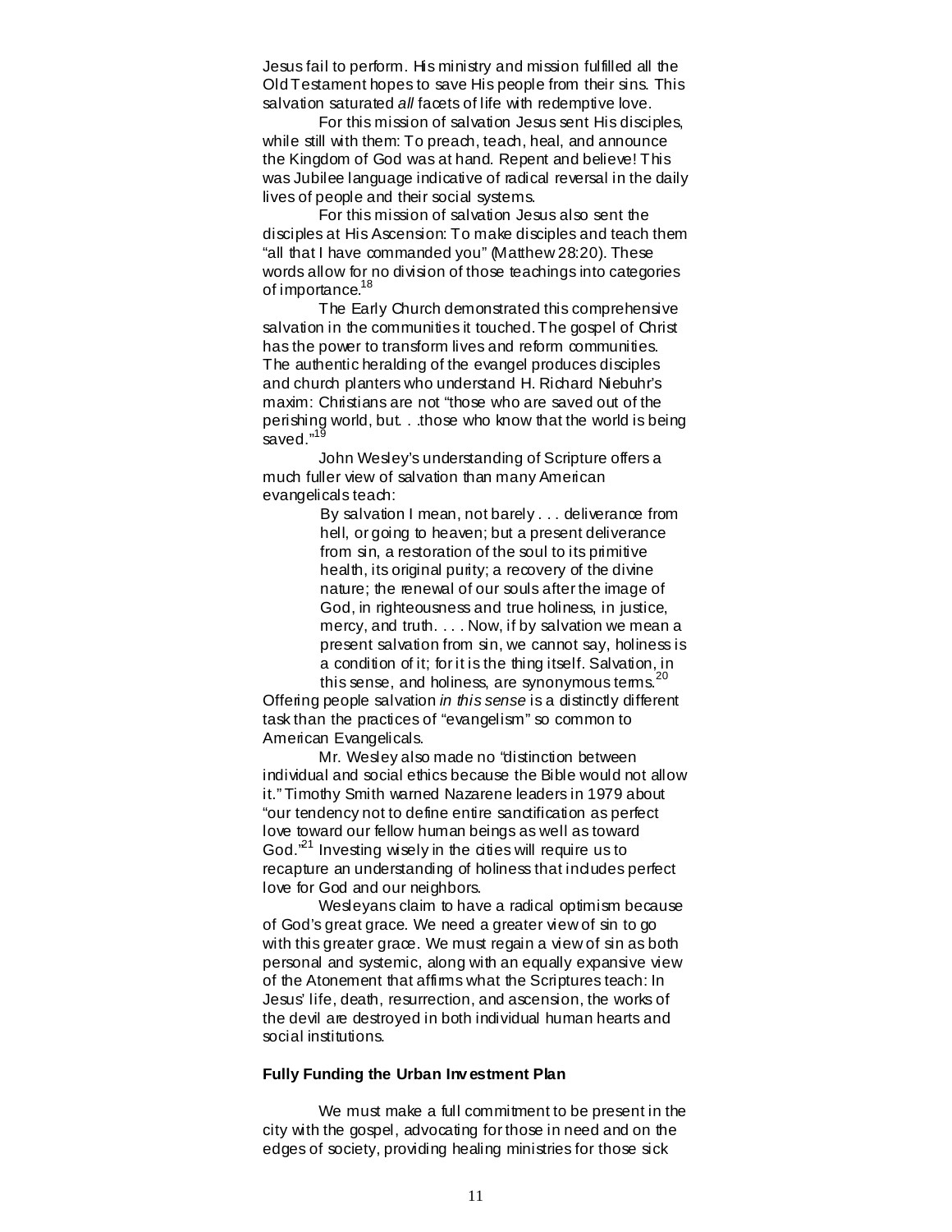Jesus fail to perform. His ministry and mission fulfilled all the Old Testament hopes to save His people from their sins. This salvation saturated *all* facets of life with redemptive love.

For this mission of salvation Jesus sent His disciples, while still with them: To preach, teach, heal, and announce the Kingdom of God was at hand. Repent and believe! This was Jubilee language indicative of radical reversal in the daily lives of people and their social systems.

For this mission of salvation Jesus also sent the disciples at His Ascension: To make disciples and teach them "all that I have commanded you" (Matthew 28:20). These words allow for no division of those teachings into categories of importance.[18]

The Early Church demonstrated this comprehensive salvation in the communities it touched. The gospel of Christ has the power to transform lives and reform communities. The authentic heralding of the evangel produces disciples and church planters who understand H. Richard Niebuhr's maxim: Christians are not "those who are saved out of the perishing world, but. . .those who know that the world is being saved."[19]

John Wesley's understanding of Scripture offers a much fuller view of salvation than many American evangelicals teach:

> By salvation I mean, not barely . . . deliverance from hell, or going to heaven; but a present deliverance from sin, a restoration of the soul to its primitive health, its original purity; a recovery of the divine nature; the renewal of our souls after the image of God, in righteousness and true holiness, in justice, mercy, and truth. . . . Now, if by salvation we mean a present salvation from sin, we cannot say, holiness is a condition of it; for it is the thing itself. Salvation, in this sense, and holiness, are synonymous terms.[20]

Offering people salvation *in this sense* is a distinctly different task than the practices of "evangelism" so common to American Evangelicals.

Mr. Wesley also made no "distinction between individual and social ethics because the Bible would not allow it." Timothy Smith warned Nazarene leaders in 1979 about "our tendency not to define entire sanctification as perfect love toward our fellow human beings as well as toward God."[21] Investing wisely in the cities will require us to recapture an understanding of holiness that includes perfect love for God and our neighbors.

Wesleyans claim to have a radical optimism because of God's great grace. We need a greater view of sin to go with this greater grace. We must regain a view of sin as both personal and systemic, along with an equally expansive view of the Atonement that affirms what the Scriptures teach: In Jesus' life, death, resurrection, and ascension, the works of the devil are destroyed in both individual human hearts and social institutions.

**Fully Funding the Urban Investment Plan**

We must make a full commitment to be present in the city with the gospel, advocating for those in need and on the edges of society, providing healing ministries for those sick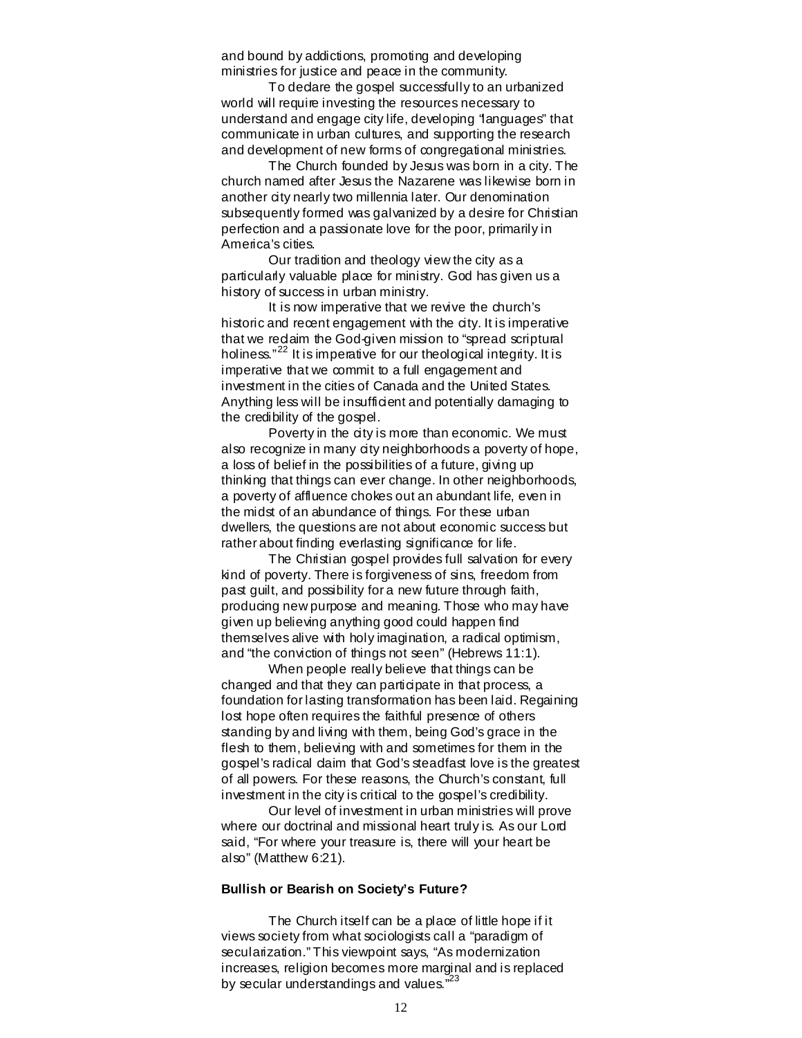and bound by addictions, promoting and developing ministries for justice and peace in the community.

To declare the gospel successfully to an urbanized world will require investing the resources necessary to understand and engage city life, developing "languages" that communicate in urban cultures, and supporting the research and development of new forms of congregational ministries.

The Church founded by Jesus was born in a city. The church named after Jesus the Nazarene was likewise born in another city nearly two millennia later. Our denomination subsequently formed was galvanized by a desire for Christian perfection and a passionate love for the poor, primarily in America's cities.

Our tradition and theology view the city as a particularly valuable place for ministry. God has given us a history of success in urban ministry.

It is now imperative that we revive the church's historic and recent engagement with the city. It is imperative that we reclaim the God-given mission to "spread scriptural holiness."[22] It is imperative for our theological integrity. It is imperative that we commit to a full engagement and investment in the cities of Canada and the United States. Anything less will be insufficient and potentially damaging to the credibility of the gospel.

Poverty in the city is more than economic. We must also recognize in many city neighborhoods a poverty of hope, a loss of belief in the possibilities of a future, giving up thinking that things can ever change. In other neighborhoods, a poverty of affluence chokes out an abundant life, even in the midst of an abundance of things. For these urban dwellers, the questions are not about economic success but rather about finding everlasting significance for life.

The Christian gospel provides full salvation for every kind of poverty. There is forgiveness of sins, freedom from past guilt, and possibility for a new future through faith, producing new purpose and meaning. Those who may have given up believing anything good could happen find themselves alive with holy imagination, a radical optimism, and "the conviction of things not seen" (Hebrews 11:1).

When people really believe that things can be changed and that they can participate in that process, a foundation for lasting transformation has been laid. Regaining lost hope often requires the faithful presence of others standing by and living with them, being God's grace in the flesh to them, believing with and sometimes for them in the gospel's radical claim that God's steadfast love is the greatest of all powers. For these reasons, the Church's constant, full investment in the city is critical to the gospel's credibility.

Our level of investment in urban ministries will prove where our doctrinal and missional heart truly is. As our Lord said, "For where your treasure is, there will your heart be also" (Matthew 6:21).

**Bullish or Bearish on Society's Future?**

The Church itself can be a place of little hope if it views society from what sociologists call a "paradigm of secularization." This viewpoint says, "As modernization increases, religion becomes more marginal and is replaced by secular understandings and values."[23]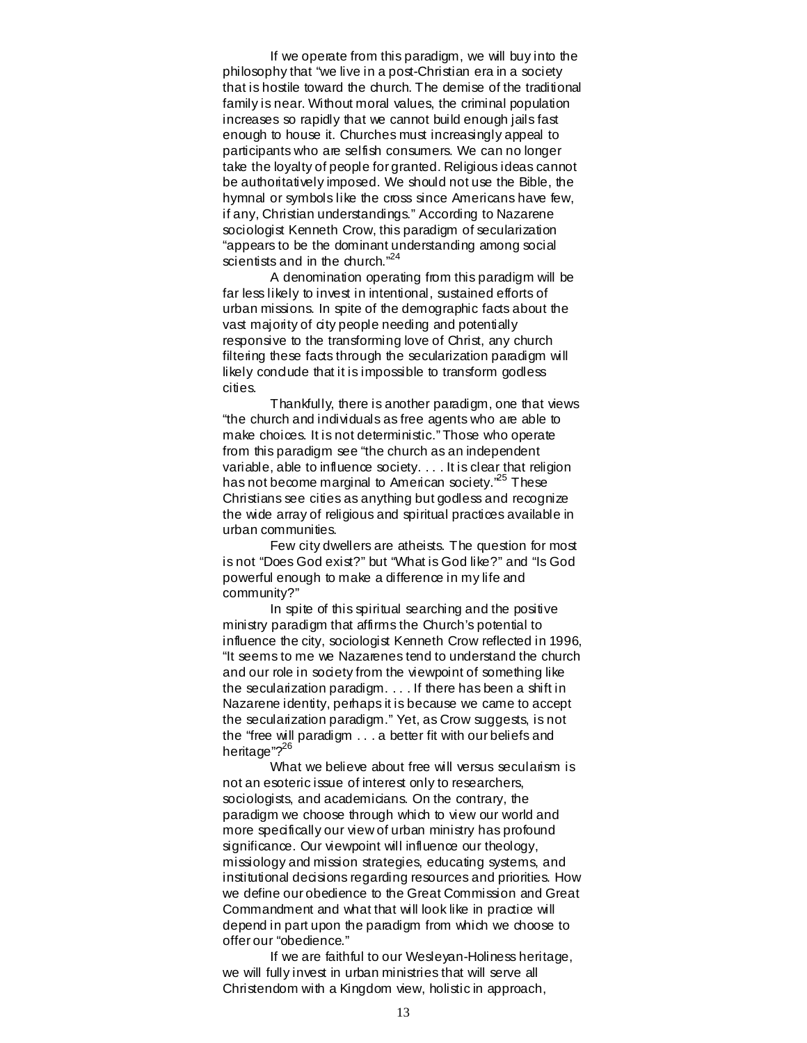If we operate from this paradigm, we will buy into the philosophy that "we live in a post-Christian era in a society that is hostile toward the church. The demise of the traditional family is near. Without moral values, the criminal population increases so rapidly that we cannot build enough jails fast enough to house it. Churches must increasingly appeal to participants who are selfish consumers. We can no longer take the loyalty of people for granted. Religious ideas cannot be authoritatively imposed. We should not use the Bible, the hymnal or symbols like the cross since Americans have few, if any, Christian understandings." According to Nazarene sociologist Kenneth Crow, this paradigm of secularization "appears to be the dominant understanding among social scientists and in the church."[24]

A denomination operating from this paradigm will be far less likely to invest in intentional, sustained efforts of urban missions. In spite of the demographic facts about the vast majority of city people needing and potentially responsive to the transforming love of Christ, any church filtering these facts through the secularization paradigm will likely conclude that it is impossible to transform godless cities.

Thankfully, there is another paradigm, one that views "the church and individuals as free agents who are able to make choices. It is not deterministic." Those who operate from this paradigm see "the church as an independent variable, able to influence society. . . . It is clear that religion has not become marginal to American society."[25] These Christians see cities as anything but godless and recognize the wide array of religious and spiritual practices available in urban communities.

Few city dwellers are atheists. The question for most is not "Does God exist?" but "What is God like?" and "Is God powerful enough to make a difference in my life and community?"

In spite of this spiritual searching and the positive ministry paradigm that affirms the Church's potential to influence the city, sociologist Kenneth Crow reflected in 1996, "It seems to me we Nazarenes tend to understand the church and our role in society from the viewpoint of something like the secularization paradigm. . . . If there has been a shift in Nazarene identity, perhaps it is because we came to accept the secularization paradigm." Yet, as Crow suggests, is not the "free will paradigm . . . a better fit with our beliefs and heritage"?[26]

What we believe about free will versus secularism is not an esoteric issue of interest only to researchers, sociologists, and academicians. On the contrary, the paradigm we choose through which to view our world and more specifically our view of urban ministry has profound significance. Our viewpoint will influence our theology, missiology and mission strategies, educating systems, and institutional decisions regarding resources and priorities. How we define our obedience to the Great Commission and Great Commandment and what that will look like in practice will depend in part upon the paradigm from which we choose to offer our "obedience."

If we are faithful to our Wesleyan-Holiness heritage, we will fully invest in urban ministries that will serve all Christendom with a Kingdom view, holistic in approach,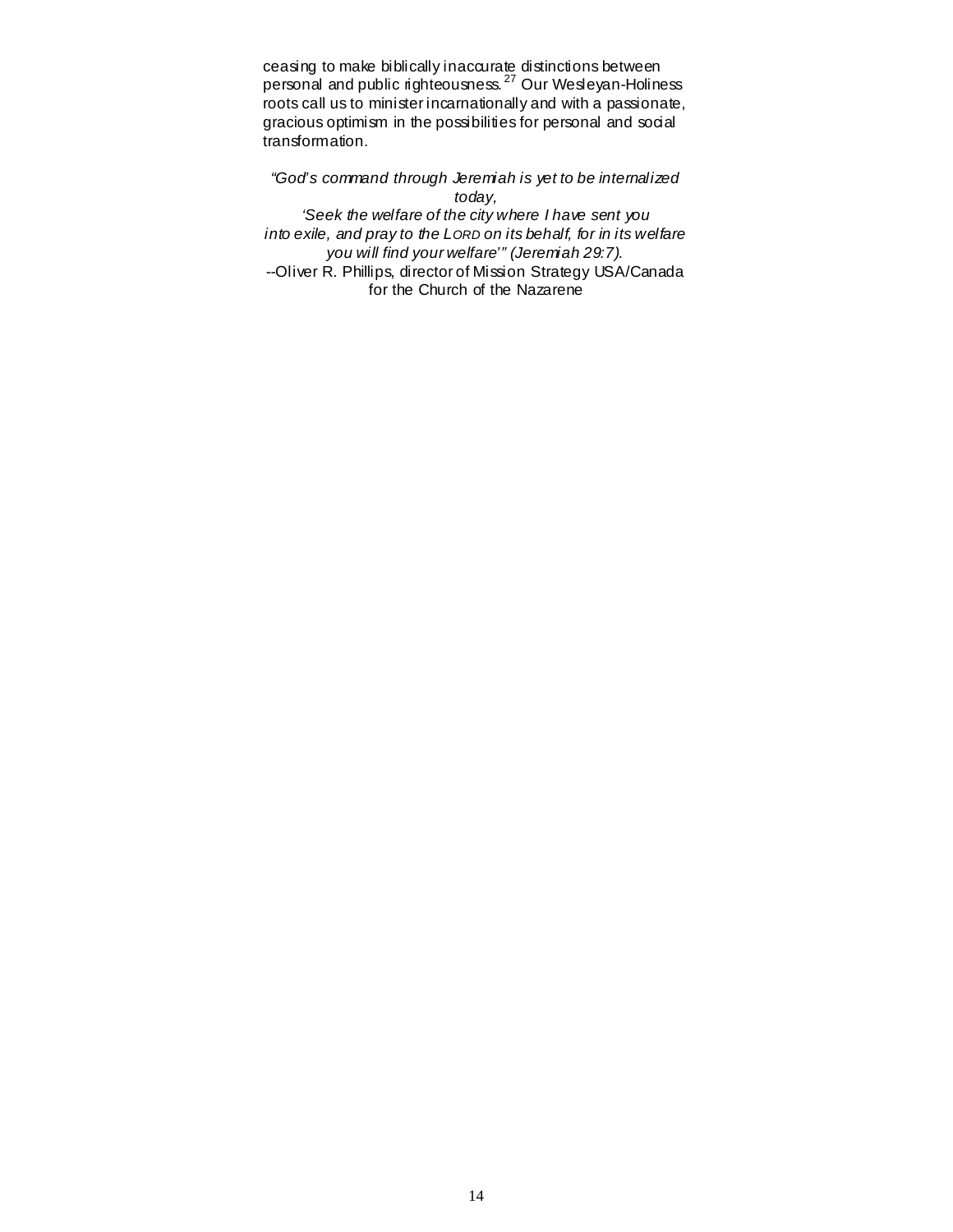ceasing to make biblically inaccurate distinctions between personal and public righteousness.[27] Our Wesleyan-Holiness roots call us to minister incarnationally and with a passionate, gracious optimism in the possibilities for personal and social transformation.

*"God's command through Jeremiah is yet to be internalized today,*
*'Seek the welfare of the city where I have sent you into exile, and pray to the LORD on its behalf, for in its welfare you will find your welfare'" (Jeremiah 29:7).*
--Oliver R. Phillips, director of Mission Strategy USA/Canada for the Church of the Nazarene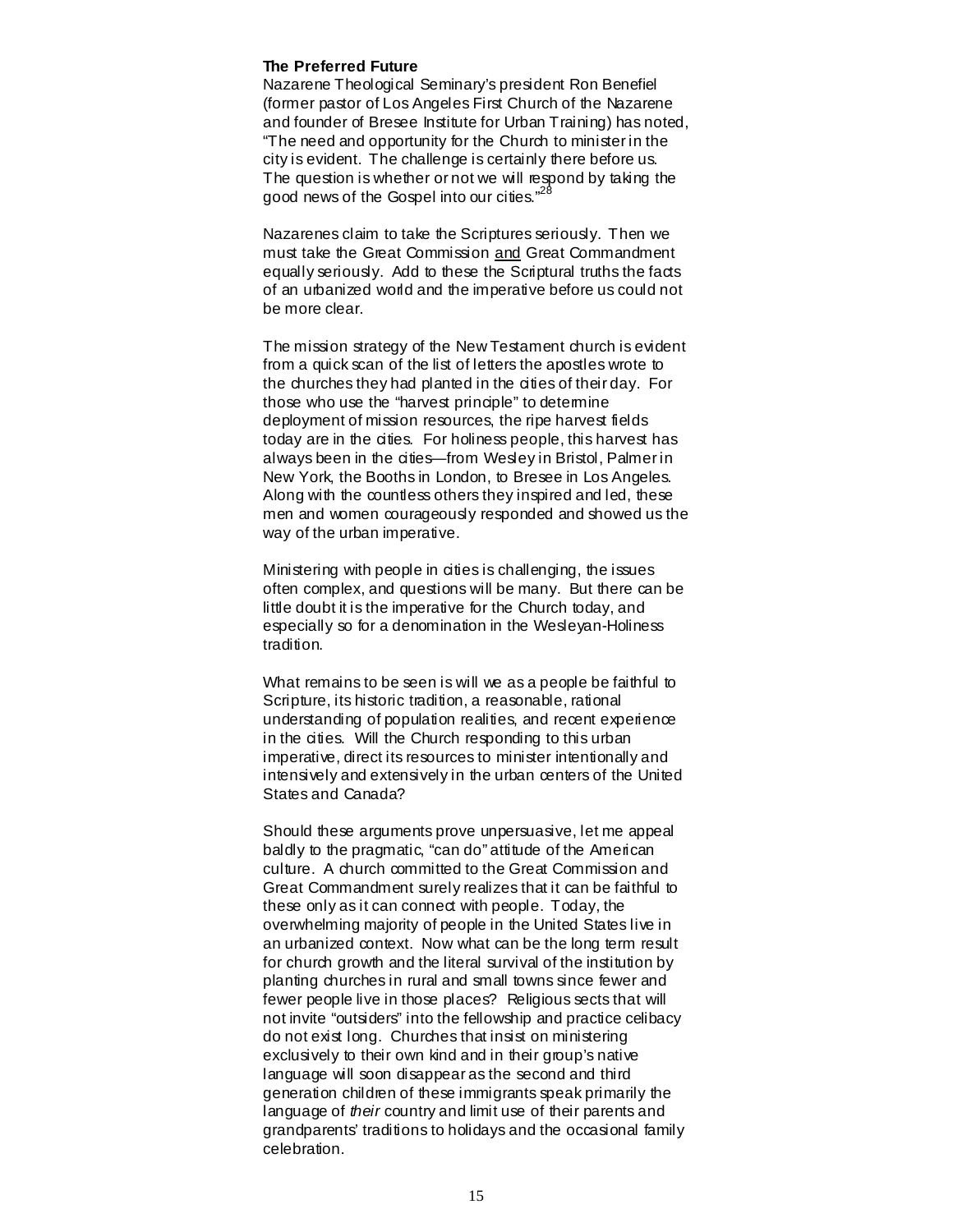**The Preferred Future**

Nazarene Theological Seminary's president Ron Benefiel (former pastor of Los Angeles First Church of the Nazarene and founder of Bresee Institute for Urban Training) has noted, "The need and opportunity for the Church to minister in the city is evident. The challenge is certainly there before us. The question is whether or not we will respond by taking the good news of the Gospel into our cities."[28]

Nazarenes claim to take the Scriptures seriously. Then we must take the Great Commission <u>and</u> Great Commandment equally seriously. Add to these the Scriptural truths the facts of an urbanized world and the imperative before us could not be more clear.

The mission strategy of the New Testament church is evident from a quick scan of the list of letters the apostles wrote to the churches they had planted in the cities of their day. For those who use the "harvest principle" to determine deployment of mission resources, the ripe harvest fields today are in the cities. For holiness people, this harvest has always been in the cities—from Wesley in Bristol, Palmer in New York, the Booths in London, to Bresee in Los Angeles. Along with the countless others they inspired and led, these men and women courageously responded and showed us the way of the urban imperative.

Ministering with people in cities is challenging, the issues often complex, and questions will be many. But there can be little doubt it is the imperative for the Church today, and especially so for a denomination in the Wesleyan-Holiness tradition.

What remains to be seen is will we as a people be faithful to Scripture, its historic tradition, a reasonable, rational understanding of population realities, and recent experience in the cities. Will the Church responding to this urban imperative, direct its resources to minister intentionally and intensively and extensively in the urban centers of the United States and Canada?

Should these arguments prove unpersuasive, let me appeal baldly to the pragmatic, "can do" attitude of the American culture. A church committed to the Great Commission and Great Commandment surely realizes that it can be faithful to these only as it can connect with people. Today, the overwhelming majority of people in the United States live in an urbanized context. Now what can be the long term result for church growth and the literal survival of the institution by planting churches in rural and small towns since fewer and fewer people live in those places? Religious sects that will not invite "outsiders" into the fellowship and practice celibacy do not exist long. Churches that insist on ministering exclusively to their own kind and in their group's native language will soon disappear as the second and third generation children of these immigrants speak primarily the language of *their* country and limit use of their parents and grandparents' traditions to holidays and the occasional family celebration.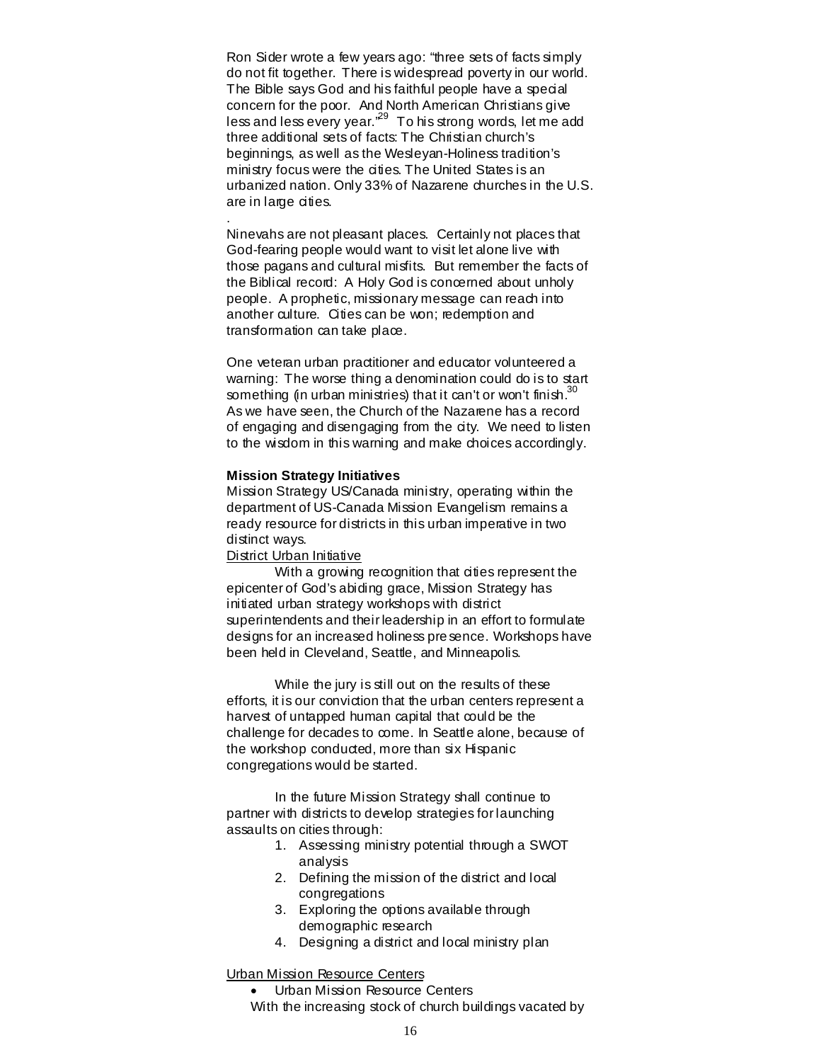Ron Sider wrote a few years ago: "three sets of facts simply do not fit together. There is widespread poverty in our world. The Bible says God and his faithful people have a special concern for the poor. And North American Christians give less and less every year."[29] To his strong words, let me add three additional sets of facts: The Christian church's beginnings, as well as the Wesleyan-Holiness tradition's ministry focus were the cities. The United States is an urbanized nation. Only 33% of Nazarene churches in the U.S. are in large cities.

.

Ninevahs are not pleasant places. Certainly not places that God-fearing people would want to visit let alone live with those pagans and cultural misfits. But remember the facts of the Biblical record: A Holy God is concerned about unholy people. A prophetic, missionary message can reach into another culture. Cities can be won; redemption and transformation can take place.

One veteran urban practitioner and educator volunteered a warning: The worse thing a denomination could do is to start something (in urban ministries) that it can't or won't finish.[30] As we have seen, the Church of the Nazarene has a record of engaging and disengaging from the city. We need to listen to the wisdom in this warning and make choices accordingly.

**Mission Strategy Initiatives**

Mission Strategy US/Canada ministry, operating within the department of US-Canada Mission Evangelism remains a ready resource for districts in this urban imperative in two distinct ways.

District Urban Initiative

With a growing recognition that cities represent the epicenter of God's abiding grace, Mission Strategy has initiated urban strategy workshops with district superintendents and their leadership in an effort to formulate designs for an increased holiness presence. Workshops have been held in Cleveland, Seattle, and Minneapolis.

While the jury is still out on the results of these efforts, it is our conviction that the urban centers represent a harvest of untapped human capital that could be the challenge for decades to come. In Seattle alone, because of the workshop conducted, more than six Hispanic congregations would be started.

In the future Mission Strategy shall continue to partner with districts to develop strategies for launching assaults on cities through:

1. Assessing ministry potential through a SWOT analysis
2. Defining the mission of the district and local congregations
3. Exploring the options available through demographic research
4. Designing a district and local ministry plan

Urban Mission Resource Centers

- Urban Mission Resource Centers

With the increasing stock of church buildings vacated by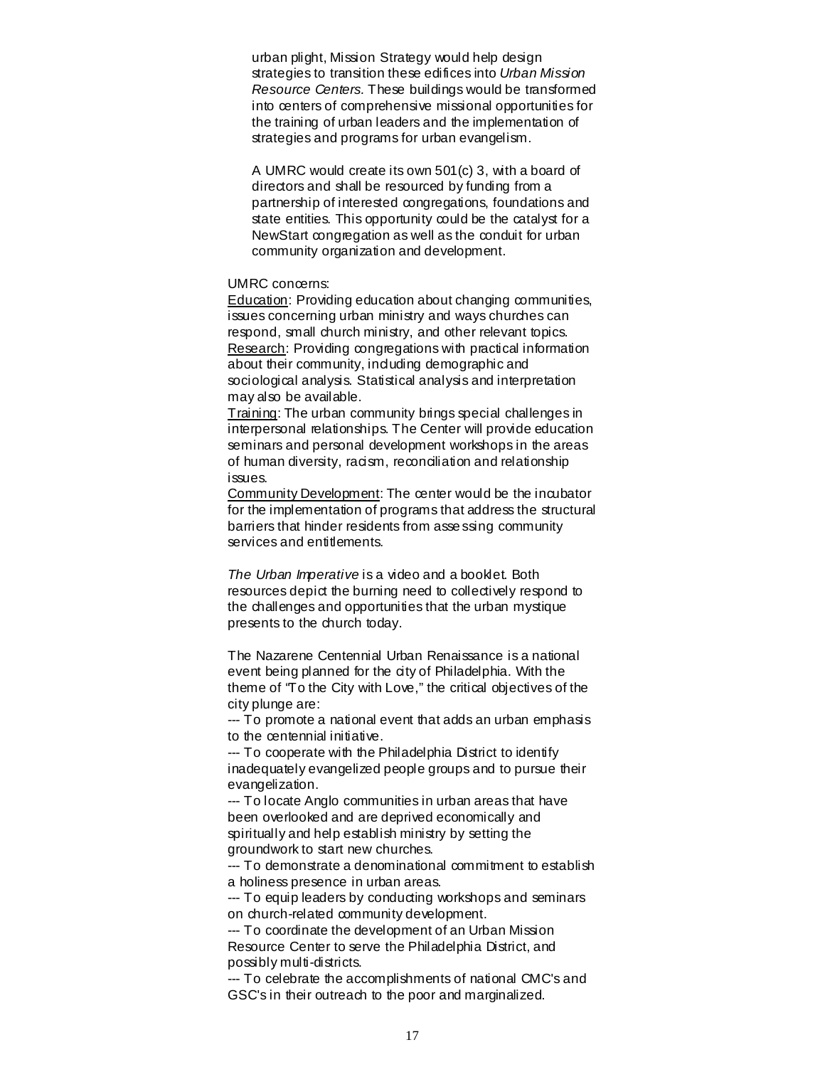urban plight, Mission Strategy would help design strategies to transition these edifices into *Urban Mission Resource Centers.* These buildings would be transformed into centers of comprehensive missional opportunities for the training of urban leaders and the implementation of strategies and programs for urban evangelism.

A UMRC would create its own 501(c) 3, with a board of directors and shall be resourced by funding from a partnership of interested congregations, foundations and state entities. This opportunity could be the catalyst for a NewStart congregation as well as the conduit for urban community organization and development.

UMRC concerns:
<u>Education</u>: Providing education about changing communities, issues concerning urban ministry and ways churches can respond, small church ministry, and other relevant topics.
<u>Research</u>: Providing congregations with practical information about their community, including demographic and sociological analysis. Statistical analysis and interpretation may also be available.
<u>Training</u>: The urban community brings special challenges in interpersonal relationships. The Center will provide education seminars and personal development workshops in the areas of human diversity, racism, reconciliation and relationship issues.
<u>Community Development</u>: The center would be the incubator for the implementation of programs that address the structural barriers that hinder residents from assessing community services and entitlements.

*The Urban Imperative* is a video and a booklet. Both resources depict the burning need to collectively respond to the challenges and opportunities that the urban mystique presents to the church today.

The Nazarene Centennial Urban Renaissance is a national event being planned for the city of Philadelphia. With the theme of "To the City with Love," the critical objectives of the city plunge are:
--- To promote a national event that adds an urban emphasis to the centennial initiative.
--- To cooperate with the Philadelphia District to identify inadequately evangelized people groups and to pursue their evangelization.
--- To locate Anglo communities in urban areas that have been overlooked and are deprived economically and spiritually and help establish ministry by setting the groundwork to start new churches.
--- To demonstrate a denominational commitment to establish a holiness presence in urban areas.
--- To equip leaders by conducting workshops and seminars on church-related community development.
--- To coordinate the development of an Urban Mission Resource Center to serve the Philadelphia District, and possibly multi-districts.
--- To celebrate the accomplishments of national CMC's and GSC's in their outreach to the poor and marginalized.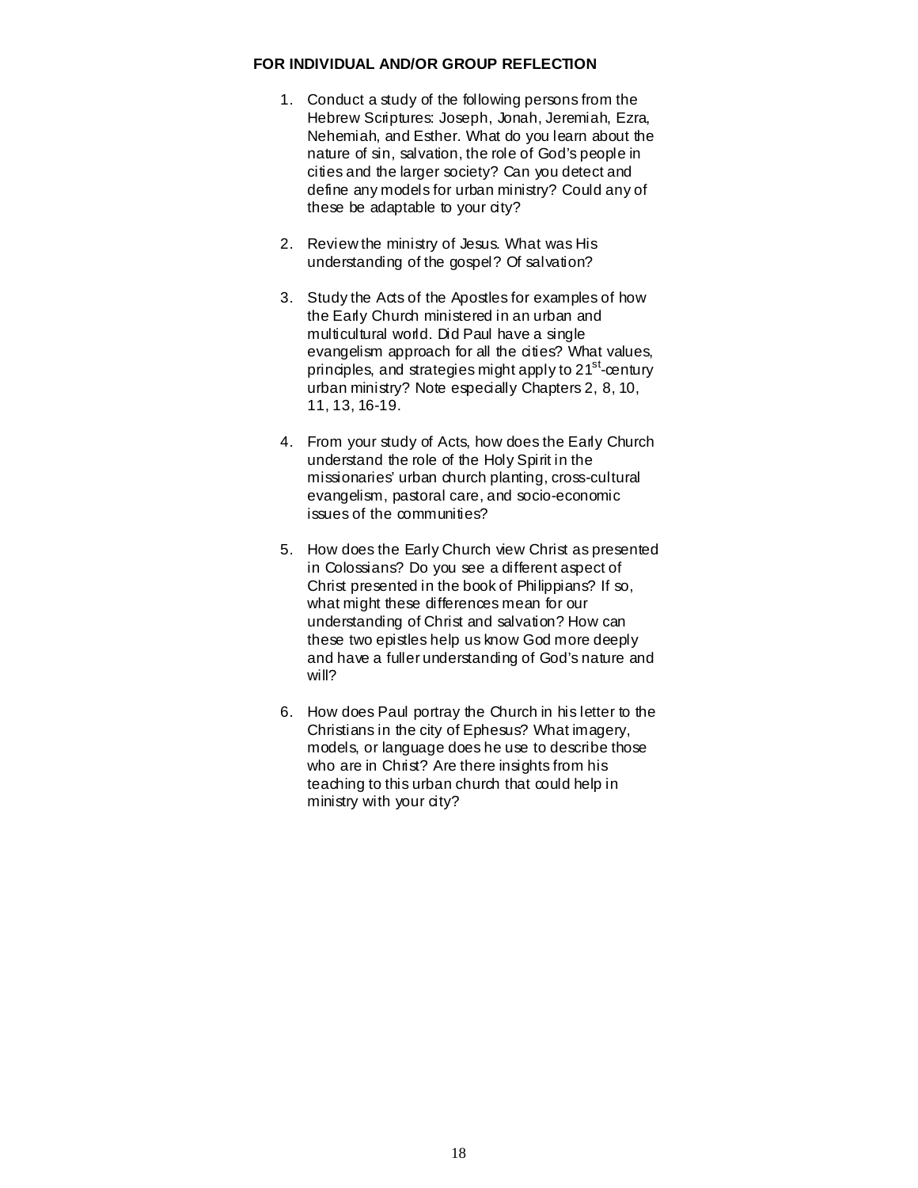**FOR INDIVIDUAL AND/OR GROUP REFLECTION**

1. Conduct a study of the following persons from the Hebrew Scriptures: Joseph, Jonah, Jeremiah, Ezra, Nehemiah, and Esther. What do you learn about the nature of sin, salvation, the role of God's people in cities and the larger society? Can you detect and define any models for urban ministry? Could any of these be adaptable to your city?

2. Review the ministry of Jesus. What was His understanding of the gospel? Of salvation?

3. Study the Acts of the Apostles for examples of how the Early Church ministered in an urban and multicultural world. Did Paul have a single evangelism approach for all the cities? What values, principles, and strategies might apply to 21st-century urban ministry? Note especially Chapters 2, 8, 10, 11, 13, 16-19.

4. From your study of Acts, how does the Early Church understand the role of the Holy Spirit in the missionaries' urban church planting, cross-cultural evangelism, pastoral care, and socio-economic issues of the communities?

5. How does the Early Church view Christ as presented in Colossians? Do you see a different aspect of Christ presented in the book of Philippians? If so, what might these differences mean for our understanding of Christ and salvation? How can these two epistles help us know God more deeply and have a fuller understanding of God's nature and will?

6. How does Paul portray the Church in his letter to the Christians in the city of Ephesus? What imagery, models, or language does he use to describe those who are in Christ? Are there insights from his teaching to this urban church that could help in ministry with your city?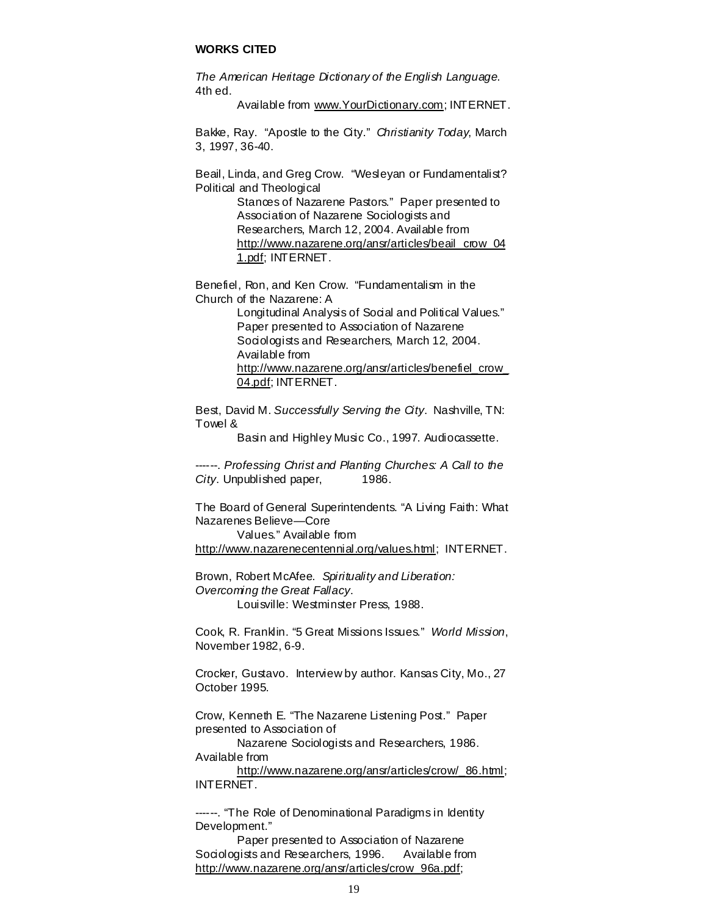**WORKS CITED**

*The American Heritage Dictionary of the English Language*. 4th ed. Available from www.YourDictionary.com; INTERNET.

Bakke, Ray. "Apostle to the City." *Christianity Today*, March 3, 1997, 36-40.

Beail, Linda, and Greg Crow. "Wesleyan or Fundamentalist? Political and Theological Stances of Nazarene Pastors." Paper presented to Association of Nazarene Sociologists and Researchers, March 12, 2004. Available from http://www.nazarene.org/ansr/articles/beail_crow_041.pdf; INTERNET.

Benefiel, Ron, and Ken Crow. "Fundamentalism in the Church of the Nazarene: A Longitudinal Analysis of Social and Political Values." Paper presented to Association of Nazarene Sociologists and Researchers, March 12, 2004. Available from http://www.nazarene.org/ansr/articles/benefiel_crow_04.pdf; INTERNET.

Best, David M. *Successfully Serving the City*. Nashville, TN: Towel & Basin and Highley Music Co., 1997. Audiocassette.

------. *Professing Christ and Planting Churches: A Call to the City*. Unpublished paper, 1986.

The Board of General Superintendents. "A Living Faith: What Nazarenes Believe—Core Values." Available from http://www.nazarenecentennial.org/values.html; INTERNET.

Brown, Robert McAfee. *Spirituality and Liberation: Overcoming the Great Fallacy*. Louisville: Westminster Press, 1988.

Cook, R. Franklin. "5 Great Missions Issues." *World Mission*, November 1982, 6-9.

Crocker, Gustavo. Interview by author. Kansas City, Mo., 27 October 1995.

Crow, Kenneth E. "The Nazarene Listening Post." Paper presented to Association of Nazarene Sociologists and Researchers, 1986. Available from http://www.nazarene.org/ansr/articles/crow/_86.html; INTERNET.

------. "The Role of Denominational Paradigms in Identity Development." Paper presented to Association of Nazarene Sociologists and Researchers, 1996. Available from http://www.nazarene.org/ansr/articles/crow_96a.pdf;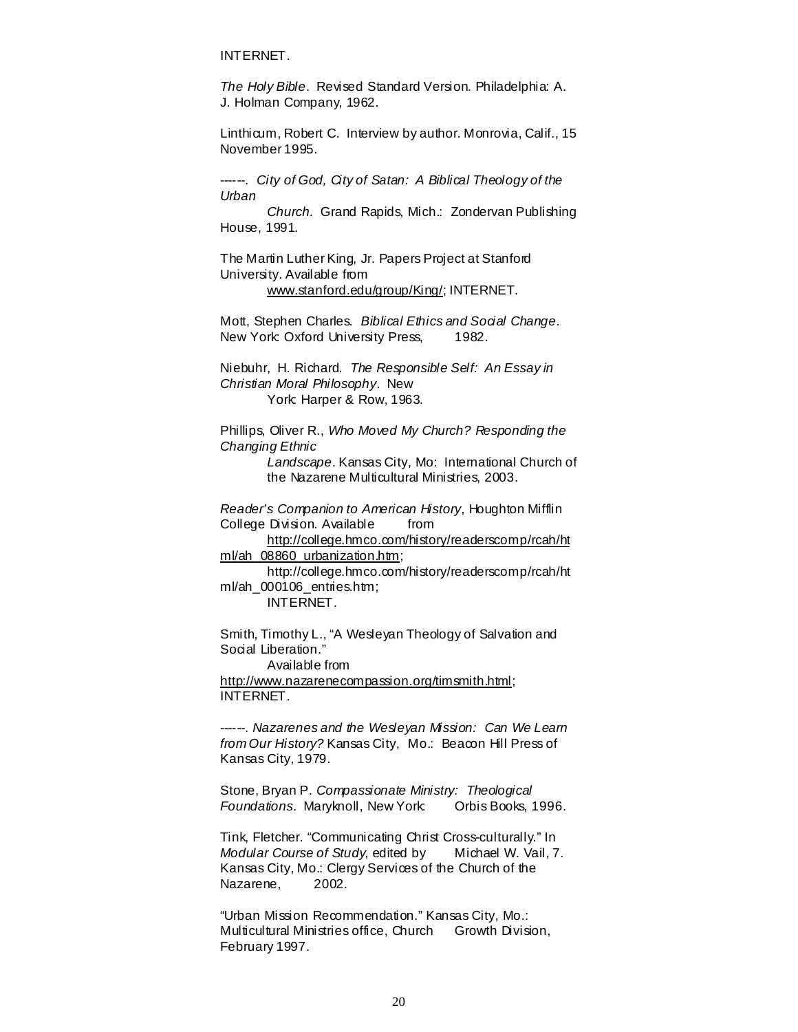INTERNET.

*The Holy Bible*. Revised Standard Version. Philadelphia: A. J. Holman Company, 1962.

Linthicum, Robert C. Interview by author. Monrovia, Calif., 15 November 1995.

------. *City of God, City of Satan: A Biblical Theology of the Urban Church.* Grand Rapids, Mich.: Zondervan Publishing House, 1991.

The Martin Luther King, Jr. Papers Project at Stanford University. Available from www.stanford.edu/group/King/; INTERNET.

Mott, Stephen Charles. *Biblical Ethics and Social Change*. New York: Oxford University Press, 1982.

Niebuhr, H. Richard. *The Responsible Self: An Essay in Christian Moral Philosophy*. New York: Harper & Row, 1963.

Phillips, Oliver R., *Who Moved My Church? Responding the Changing Ethnic Landscape*. Kansas City, Mo: International Church of the Nazarene Multicultural Ministries, 2003.

*Reader's Companion to American History*, Houghton Mifflin College Division. Available from http://college.hmco.com/history/readerscomp/rcah/html/ah_08860_urbanization.htm; http://college.hmco.com/history/readerscomp/rcah/html/ah_000106_entries.htm; INTERNET.

Smith, Timothy L., "A Wesleyan Theology of Salvation and Social Liberation." Available from http://www.nazarenecompassion.org/timsmith.html; INTERNET.

------. *Nazarenes and the Wesleyan Mission: Can We Learn from Our History?* Kansas City, Mo.: Beacon Hill Press of Kansas City, 1979.

Stone, Bryan P. *Compassionate Ministry: Theological Foundations*. Maryknoll, New York: Orbis Books, 1996.

Tink, Fletcher. "Communicating Christ Cross-culturally." In *Modular Course of Study*, edited by Michael W. Vail, 7. Kansas City, Mo.: Clergy Services of the Church of the Nazarene, 2002.

"Urban Mission Recommendation." Kansas City, Mo.: Multicultural Ministries office, Church Growth Division, February 1997.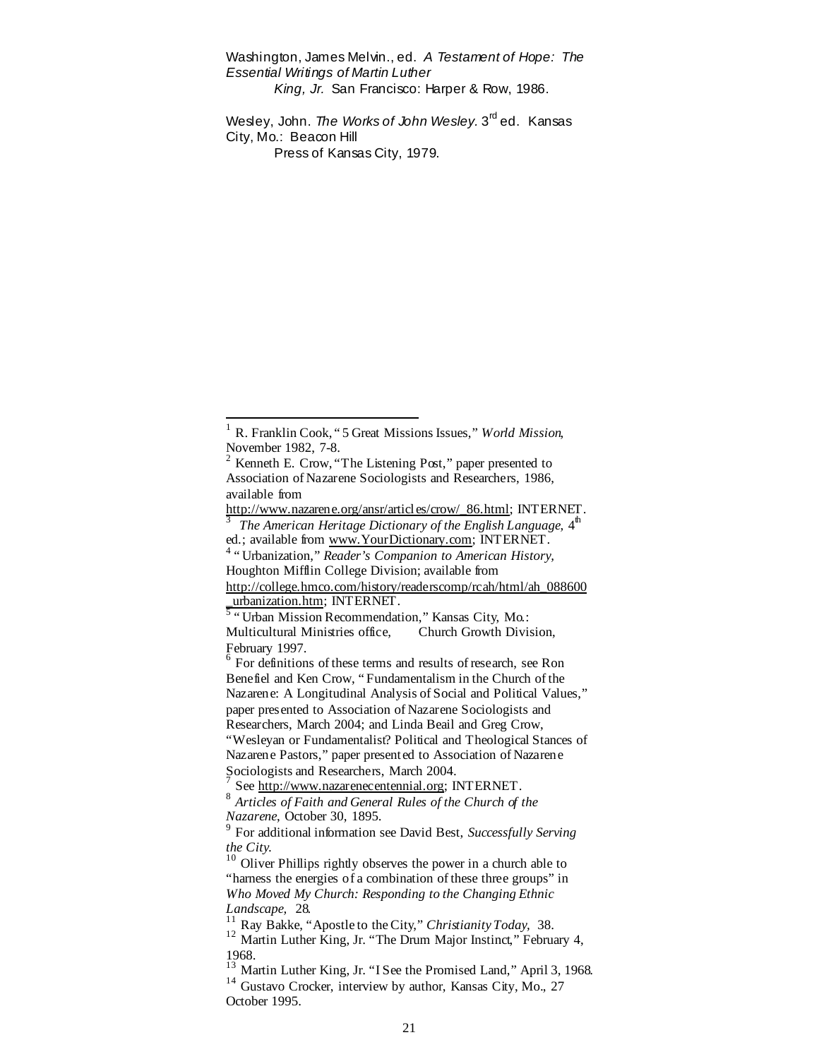Washington, James Melvin., ed. *A Testament of Hope: The Essential Writings of Martin Luther King, Jr.* San Francisco: Harper & Row, 1986.

Wesley, John. *The Works of John Wesley.* 3rd ed. Kansas City, Mo.: Beacon Hill Press of Kansas City, 1979.

---

[1] R. Franklin Cook, "5 Great Missions Issues," *World Mission*, November 1982, 7-8.

[2] Kenneth E. Crow, "The Listening Post," paper presented to Association of Nazarene Sociologists and Researchers, 1986, available from http://www.nazarene.org/ansr/articles/crow/_86.html; INTERNET.

[3] *The American Heritage Dictionary of the English Language,* 4th ed.; available from www.YourDictionary.com; INTERNET.

[4] "Urbanization," *Reader's Companion to American History,* Houghton Mifflin College Division; available from http://college.hmco.com/history/readerscomp/rcah/html/ah_088600_urbanization.htm; INTERNET.

[5] "Urban Mission Recommendation," Kansas City, Mo.: Multicultural Ministries office, Church Growth Division, February 1997.

[6] For definitions of these terms and results of research, see Ron Benefiel and Ken Crow, "Fundamentalism in the Church of the Nazarene: A Longitudinal Analysis of Social and Political Values," paper presented to Association of Nazarene Sociologists and Researchers, March 2004; and Linda Beail and Greg Crow, "Wesleyan or Fundamentalist? Political and Theological Stances of Nazarene Pastors," paper presented to Association of Nazarene Sociologists and Researchers, March 2004.

[7] See http://www.nazarenecentennial.org; INTERNET.

[8] *Articles of Faith and General Rules of the Church of the Nazarene*, October 30, 1895.

[9] For additional information see David Best, *Successfully Serving the City.*

[10] Oliver Phillips rightly observes the power in a church able to "harness the energies of a combination of these three groups" in *Who Moved My Church: Responding to the Changing Ethnic Landscape,* 28.

[11] Ray Bakke, "Apostle to the City," *Christianity Today*, 38.

[12] Martin Luther King, Jr. "The Drum Major Instinct," February 4, 1968.

[13] Martin Luther King, Jr. "I See the Promised Land," April 3, 1968.

[14] Gustavo Crocker, interview by author, Kansas City, Mo., 27 October 1995.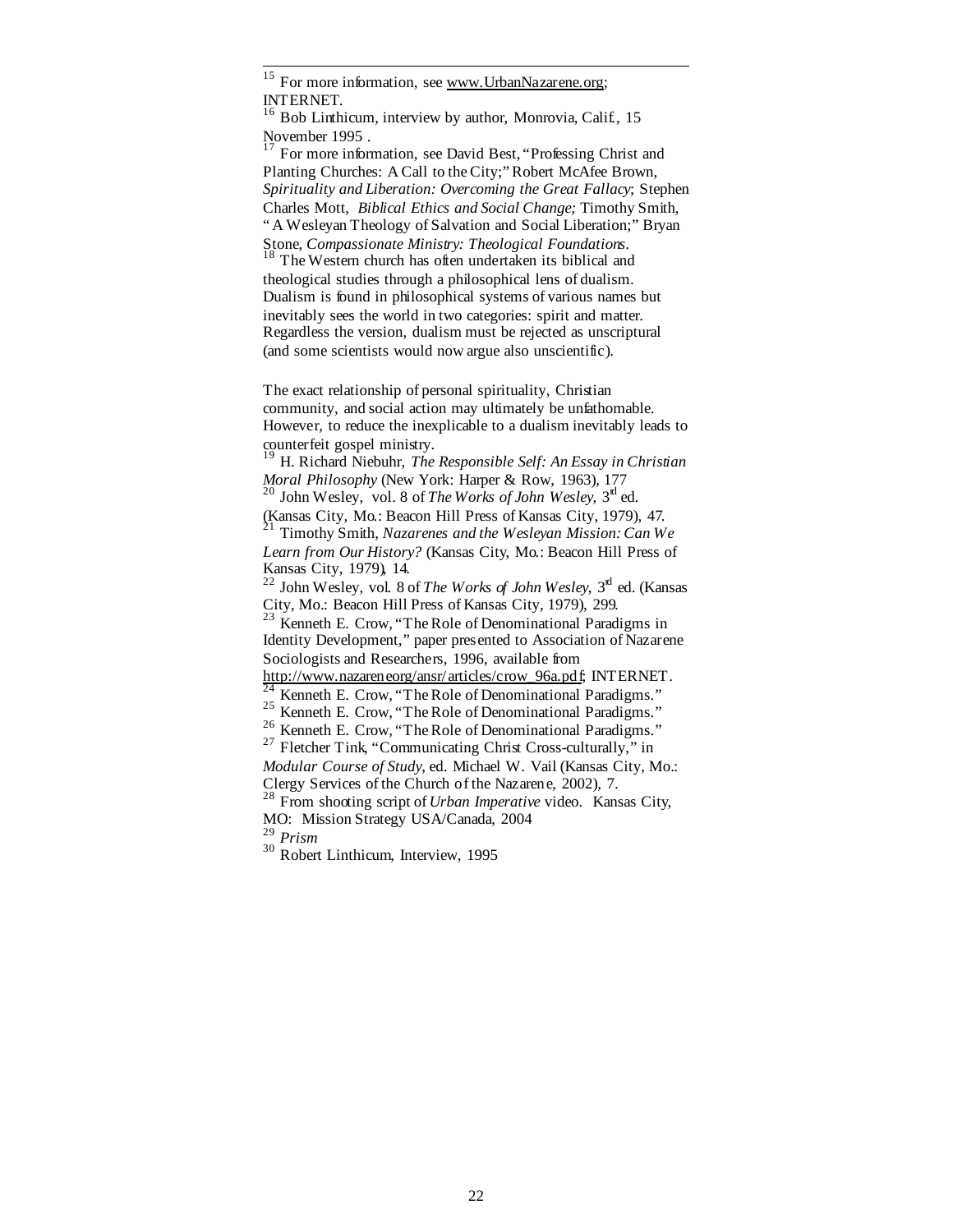[15] For more information, see www.UrbanNazarene.org; INTERNET.

[16] Bob Linthicum, interview by author, Monrovia, Calif., 15 November 1995 .

[17] For more information, see David Best, "Professing Christ and Planting Churches: A Call to the City;" Robert McAfee Brown, *Spirituality and Liberation: Overcoming the Great Fallacy*; Stephen Charles Mott, *Biblical Ethics and Social Change;* Timothy Smith, "A Wesleyan Theology of Salvation and Social Liberation;" Bryan Stone, *Compassionate Ministry: Theological Foundations*.

[18] The Western church has often undertaken its biblical and theological studies through a philosophical lens of dualism. Dualism is found in philosophical systems of various names but inevitably sees the world in two categories: spirit and matter. Regardless the version, dualism must be rejected as unscriptural (and some scientists would now argue also unscientific).

The exact relationship of personal spirituality, Christian community, and social action may ultimately be unfathomable. However, to reduce the inexplicable to a dualism inevitably leads to counterfeit gospel ministry.

[19] H. Richard Niebuhr, *The Responsible Self: An Essay in Christian Moral Philosophy* (New York: Harper & Row, 1963), 177

[20] John Wesley, vol. 8 of *The Works of John Wesley*, 3rd ed. (Kansas City, Mo.: Beacon Hill Press of Kansas City, 1979), 47.

[21] Timothy Smith, *Nazarenes and the Wesleyan Mission: Can We Learn from Our History?* (Kansas City, Mo.: Beacon Hill Press of Kansas City, 1979), 14.

[22] John Wesley, vol. 8 of *The Works of John Wesley*, 3rd ed. (Kansas City, Mo.: Beacon Hill Press of Kansas City, 1979), 299.

[23] Kenneth E. Crow, "The Role of Denominational Paradigms in Identity Development," paper presented to Association of Nazarene Sociologists and Researchers, 1996, available from http://www.nazarene.org/ansr/articles/crow_96a.pdf; INTERNET.

[24] Kenneth E. Crow, "The Role of Denominational Paradigms."

[25] Kenneth E. Crow, "The Role of Denominational Paradigms."

[26] Kenneth E. Crow, "The Role of Denominational Paradigms."

[27] Fletcher Tink, "Communicating Christ Cross-culturally," in *Modular Course of Study*, ed. Michael W. Vail (Kansas City, Mo.: Clergy Services of the Church of the Nazarene, 2002), 7.

[28] From shooting script of *Urban Imperative* video. Kansas City, MO: Mission Strategy USA/Canada, 2004

[29] *Prism*

[30] Robert Linthicum, Interview, 1995